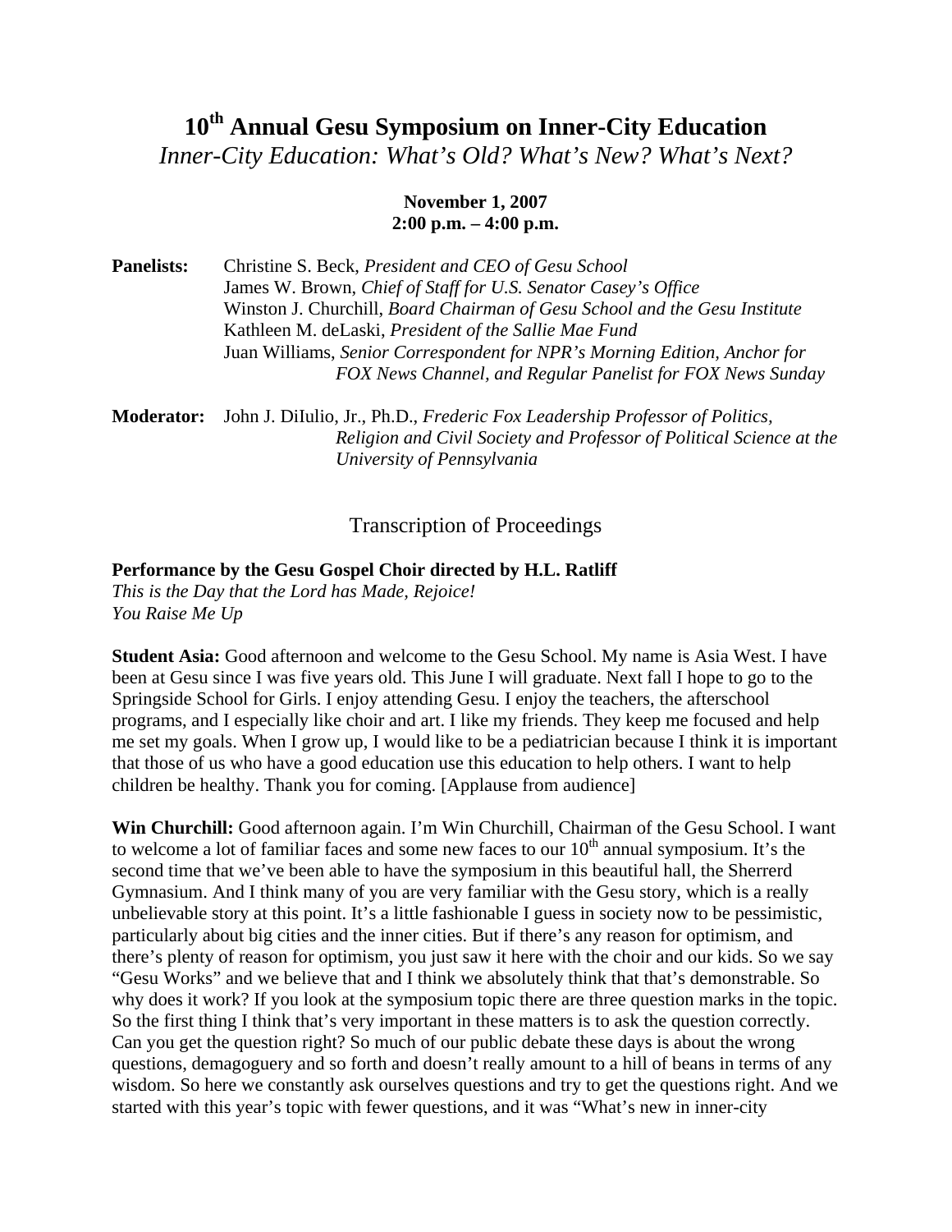# 10th Annual Gesu Symposium on Inner-City Education

*Inner-City Education: What's Old? What's New? What's Next?*

**November 1, 2007**
**2:00 p.m. – 4:00 p.m.**

**Panelists:** Christine S. Beck, *President and CEO of Gesu School*
James W. Brown, *Chief of Staff for U.S. Senator Casey's Office*
Winston J. Churchill, *Board Chairman of Gesu School and the Gesu Institute*
Kathleen M. deLaski, *President of the Sallie Mae Fund*
Juan Williams, *Senior Correspondent for NPR's Morning Edition, Anchor for FOX News Channel, and Regular Panelist for FOX News Sunday*

**Moderator:** John J. DiIulio, Jr., Ph.D., *Frederic Fox Leadership Professor of Politics, Religion and Civil Society and Professor of Political Science at the University of Pennsylvania*

## Transcription of Proceedings

**Performance by the Gesu Gospel Choir directed by H.L. Ratliff**
*This is the Day that the Lord has Made, Rejoice!*
*You Raise Me Up*

**Student Asia:** Good afternoon and welcome to the Gesu School. My name is Asia West. I have been at Gesu since I was five years old. This June I will graduate. Next fall I hope to go to the Springside School for Girls. I enjoy attending Gesu. I enjoy the teachers, the afterschool programs, and I especially like choir and art. I like my friends. They keep me focused and help me set my goals. When I grow up, I would like to be a pediatrician because I think it is important that those of us who have a good education use this education to help others. I want to help children be healthy. Thank you for coming. [Applause from audience]

**Win Churchill:** Good afternoon again. I'm Win Churchill, Chairman of the Gesu School. I want to welcome a lot of familiar faces and some new faces to our 10th annual symposium. It's the second time that we've been able to have the symposium in this beautiful hall, the Sherrerd Gymnasium. And I think many of you are very familiar with the Gesu story, which is a really unbelievable story at this point. It's a little fashionable I guess in society now to be pessimistic, particularly about big cities and the inner cities. But if there's any reason for optimism, and there's plenty of reason for optimism, you just saw it here with the choir and our kids. So we say "Gesu Works" and we believe that and I think we absolutely think that that's demonstrable. So why does it work? If you look at the symposium topic there are three question marks in the topic. So the first thing I think that's very important in these matters is to ask the question correctly. Can you get the question right? So much of our public debate these days is about the wrong questions, demagoguery and so forth and doesn't really amount to a hill of beans in terms of any wisdom. So here we constantly ask ourselves questions and try to get the questions right. And we started with this year's topic with fewer questions, and it was "What's new in inner-city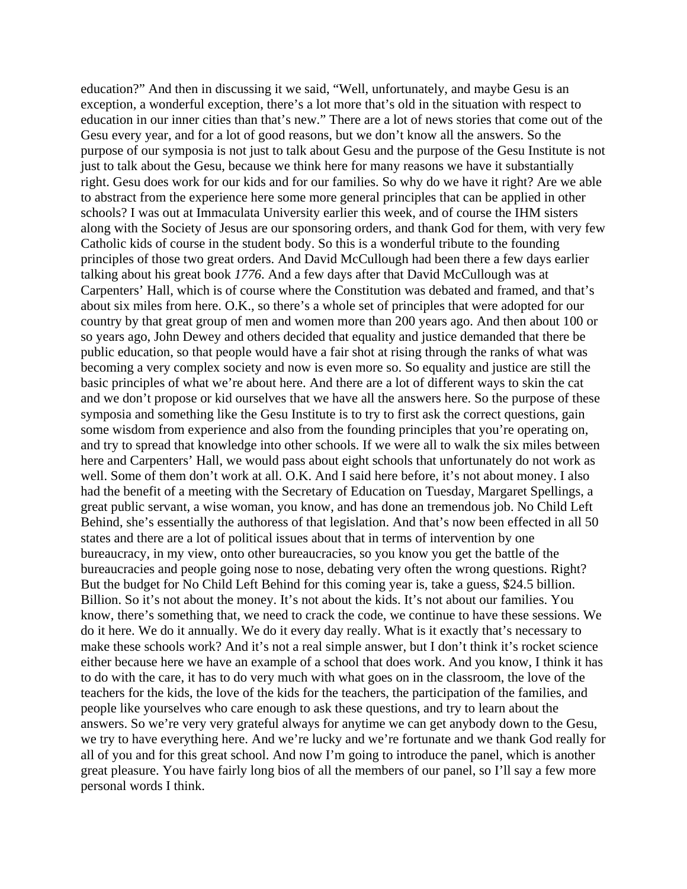education?" And then in discussing it we said, "Well, unfortunately, and maybe Gesu is an exception, a wonderful exception, there's a lot more that's old in the situation with respect to education in our inner cities than that's new." There are a lot of news stories that come out of the Gesu every year, and for a lot of good reasons, but we don't know all the answers. So the purpose of our symposia is not just to talk about Gesu and the purpose of the Gesu Institute is not just to talk about the Gesu, because we think here for many reasons we have it substantially right. Gesu does work for our kids and for our families. So why do we have it right? Are we able to abstract from the experience here some more general principles that can be applied in other schools? I was out at Immaculata University earlier this week, and of course the IHM sisters along with the Society of Jesus are our sponsoring orders, and thank God for them, with very few Catholic kids of course in the student body. So this is a wonderful tribute to the founding principles of those two great orders. And David McCullough had been there a few days earlier talking about his great book *1776*. And a few days after that David McCullough was at Carpenters' Hall, which is of course where the Constitution was debated and framed, and that's about six miles from here. O.K., so there's a whole set of principles that were adopted for our country by that great group of men and women more than 200 years ago. And then about 100 or so years ago, John Dewey and others decided that equality and justice demanded that there be public education, so that people would have a fair shot at rising through the ranks of what was becoming a very complex society and now is even more so. So equality and justice are still the basic principles of what we're about here. And there are a lot of different ways to skin the cat and we don't propose or kid ourselves that we have all the answers here. So the purpose of these symposia and something like the Gesu Institute is to try to first ask the correct questions, gain some wisdom from experience and also from the founding principles that you're operating on, and try to spread that knowledge into other schools. If we were all to walk the six miles between here and Carpenters' Hall, we would pass about eight schools that unfortunately do not work as well. Some of them don't work at all. O.K. And I said here before, it's not about money. I also had the benefit of a meeting with the Secretary of Education on Tuesday, Margaret Spellings, a great public servant, a wise woman, you know, and has done an tremendous job. No Child Left Behind, she's essentially the authoress of that legislation. And that's now been effected in all 50 states and there are a lot of political issues about that in terms of intervention by one bureaucracy, in my view, onto other bureaucracies, so you know you get the battle of the bureaucracies and people going nose to nose, debating very often the wrong questions. Right? But the budget for No Child Left Behind for this coming year is, take a guess, $24.5 billion. Billion. So it's not about the money. It's not about the kids. It's not about our families. You know, there's something that, we need to crack the code, we continue to have these sessions. We do it here. We do it annually. We do it every day really. What is it exactly that's necessary to make these schools work? And it's not a real simple answer, but I don't think it's rocket science either because here we have an example of a school that does work. And you know, I think it has to do with the care, it has to do very much with what goes on in the classroom, the love of the teachers for the kids, the love of the kids for the teachers, the participation of the families, and people like yourselves who care enough to ask these questions, and try to learn about the answers. So we're very very grateful always for anytime we can get anybody down to the Gesu, we try to have everything here. And we're lucky and we're fortunate and we thank God really for all of you and for this great school. And now I'm going to introduce the panel, which is another great pleasure. You have fairly long bios of all the members of our panel, so I'll say a few more personal words I think.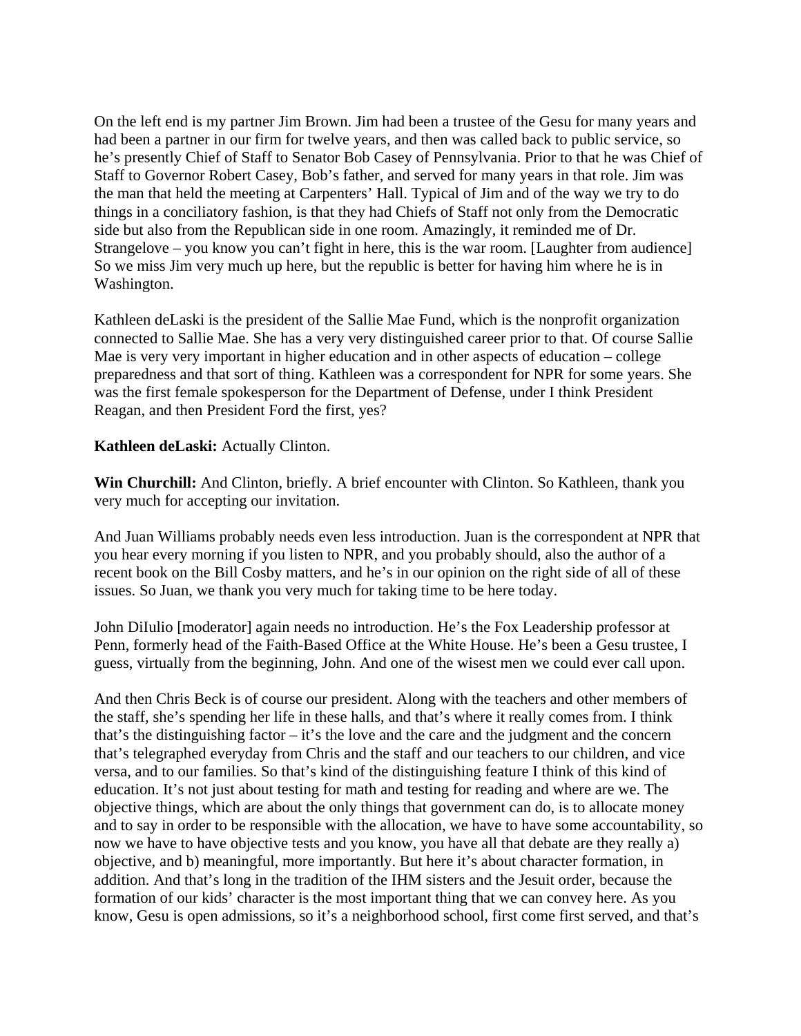On the left end is my partner Jim Brown. Jim had been a trustee of the Gesu for many years and had been a partner in our firm for twelve years, and then was called back to public service, so he's presently Chief of Staff to Senator Bob Casey of Pennsylvania. Prior to that he was Chief of Staff to Governor Robert Casey, Bob's father, and served for many years in that role. Jim was the man that held the meeting at Carpenters' Hall. Typical of Jim and of the way we try to do things in a conciliatory fashion, is that they had Chiefs of Staff not only from the Democratic side but also from the Republican side in one room. Amazingly, it reminded me of Dr. Strangelove – you know you can't fight in here, this is the war room. [Laughter from audience] So we miss Jim very much up here, but the republic is better for having him where he is in Washington.

Kathleen deLaski is the president of the Sallie Mae Fund, which is the nonprofit organization connected to Sallie Mae. She has a very very distinguished career prior to that. Of course Sallie Mae is very very important in higher education and in other aspects of education – college preparedness and that sort of thing. Kathleen was a correspondent for NPR for some years. She was the first female spokesperson for the Department of Defense, under I think President Reagan, and then President Ford the first, yes?

**Kathleen deLaski:** Actually Clinton.

**Win Churchill:** And Clinton, briefly. A brief encounter with Clinton. So Kathleen, thank you very much for accepting our invitation.

And Juan Williams probably needs even less introduction. Juan is the correspondent at NPR that you hear every morning if you listen to NPR, and you probably should, also the author of a recent book on the Bill Cosby matters, and he's in our opinion on the right side of all of these issues. So Juan, we thank you very much for taking time to be here today.

John DiIulio [moderator] again needs no introduction. He's the Fox Leadership professor at Penn, formerly head of the Faith-Based Office at the White House. He's been a Gesu trustee, I guess, virtually from the beginning, John. And one of the wisest men we could ever call upon.

And then Chris Beck is of course our president. Along with the teachers and other members of the staff, she's spending her life in these halls, and that's where it really comes from. I think that's the distinguishing factor – it's the love and the care and the judgment and the concern that's telegraphed everyday from Chris and the staff and our teachers to our children, and vice versa, and to our families. So that's kind of the distinguishing feature I think of this kind of education. It's not just about testing for math and testing for reading and where are we. The objective things, which are about the only things that government can do, is to allocate money and to say in order to be responsible with the allocation, we have to have some accountability, so now we have to have objective tests and you know, you have all that debate are they really a) objective, and b) meaningful, more importantly. But here it's about character formation, in addition. And that's long in the tradition of the IHM sisters and the Jesuit order, because the formation of our kids' character is the most important thing that we can convey here. As you know, Gesu is open admissions, so it's a neighborhood school, first come first served, and that's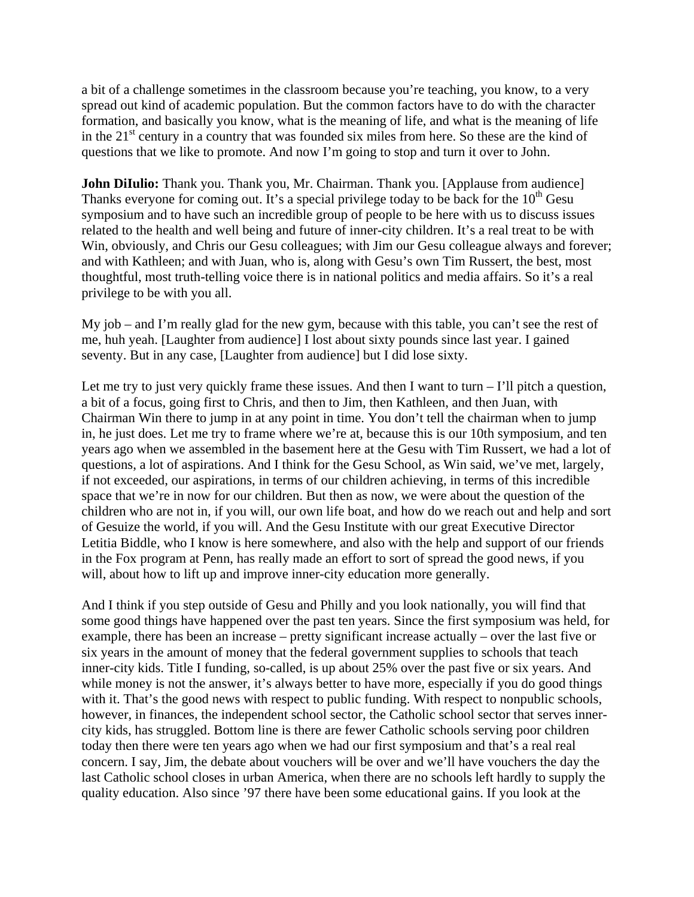a bit of a challenge sometimes in the classroom because you're teaching, you know, to a very spread out kind of academic population. But the common factors have to do with the character formation, and basically you know, what is the meaning of life, and what is the meaning of life in the 21st century in a country that was founded six miles from here. So these are the kind of questions that we like to promote. And now I'm going to stop and turn it over to John.

**John DiIulio:** Thank you. Thank you, Mr. Chairman. Thank you. [Applause from audience] Thanks everyone for coming out. It's a special privilege today to be back for the 10th Gesu symposium and to have such an incredible group of people to be here with us to discuss issues related to the health and well being and future of inner-city children. It's a real treat to be with Win, obviously, and Chris our Gesu colleagues; with Jim our Gesu colleague always and forever; and with Kathleen; and with Juan, who is, along with Gesu's own Tim Russert, the best, most thoughtful, most truth-telling voice there is in national politics and media affairs. So it's a real privilege to be with you all.

My job – and I'm really glad for the new gym, because with this table, you can't see the rest of me, huh yeah. [Laughter from audience] I lost about sixty pounds since last year. I gained seventy. But in any case, [Laughter from audience] but I did lose sixty.

Let me try to just very quickly frame these issues. And then I want to turn – I'll pitch a question, a bit of a focus, going first to Chris, and then to Jim, then Kathleen, and then Juan, with Chairman Win there to jump in at any point in time. You don't tell the chairman when to jump in, he just does. Let me try to frame where we're at, because this is our 10th symposium, and ten years ago when we assembled in the basement here at the Gesu with Tim Russert, we had a lot of questions, a lot of aspirations. And I think for the Gesu School, as Win said, we've met, largely, if not exceeded, our aspirations, in terms of our children achieving, in terms of this incredible space that we're in now for our children. But then as now, we were about the question of the children who are not in, if you will, our own life boat, and how do we reach out and help and sort of Gesuize the world, if you will. And the Gesu Institute with our great Executive Director Letitia Biddle, who I know is here somewhere, and also with the help and support of our friends in the Fox program at Penn, has really made an effort to sort of spread the good news, if you will, about how to lift up and improve inner-city education more generally.

And I think if you step outside of Gesu and Philly and you look nationally, you will find that some good things have happened over the past ten years. Since the first symposium was held, for example, there has been an increase – pretty significant increase actually – over the last five or six years in the amount of money that the federal government supplies to schools that teach inner-city kids. Title I funding, so-called, is up about 25% over the past five or six years. And while money is not the answer, it's always better to have more, especially if you do good things with it. That's the good news with respect to public funding. With respect to nonpublic schools, however, in finances, the independent school sector, the Catholic school sector that serves inner-city kids, has struggled. Bottom line is there are fewer Catholic schools serving poor children today then there were ten years ago when we had our first symposium and that's a real real concern. I say, Jim, the debate about vouchers will be over and we'll have vouchers the day the last Catholic school closes in urban America, when there are no schools left hardly to supply the quality education. Also since '97 there have been some educational gains. If you look at the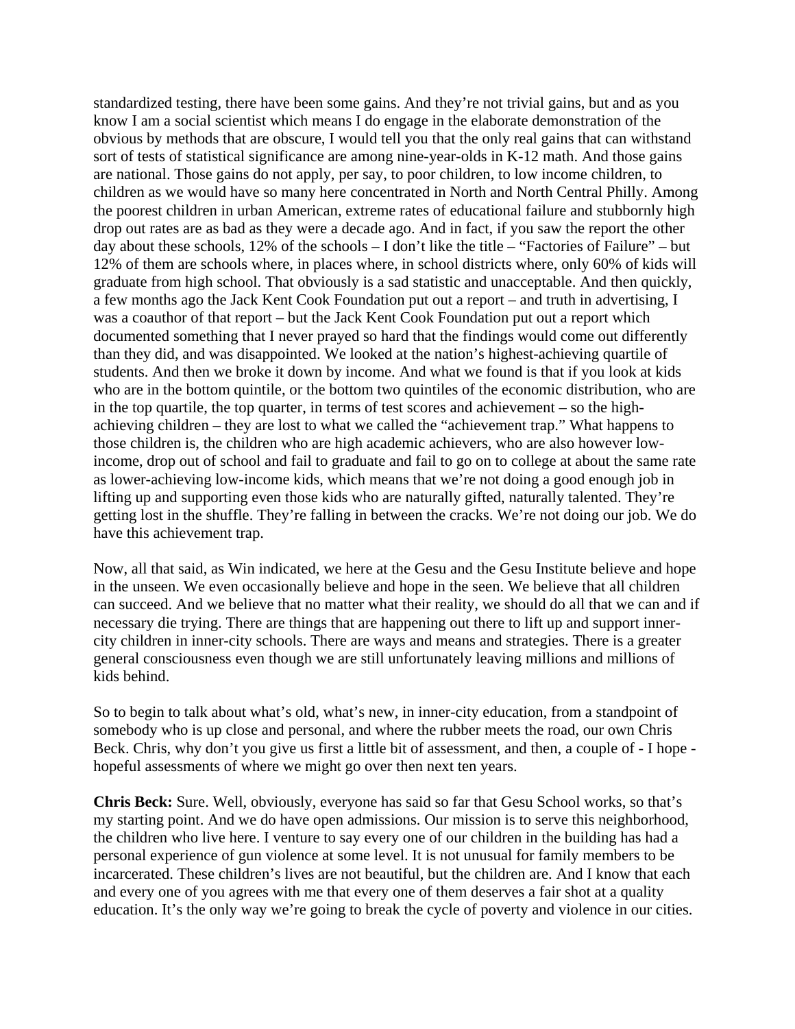standardized testing, there have been some gains. And they're not trivial gains, but and as you know I am a social scientist which means I do engage in the elaborate demonstration of the obvious by methods that are obscure, I would tell you that the only real gains that can withstand sort of tests of statistical significance are among nine-year-olds in K-12 math. And those gains are national. Those gains do not apply, per say, to poor children, to low income children, to children as we would have so many here concentrated in North and North Central Philly. Among the poorest children in urban American, extreme rates of educational failure and stubbornly high drop out rates are as bad as they were a decade ago. And in fact, if you saw the report the other day about these schools, 12% of the schools – I don't like the title – "Factories of Failure" – but 12% of them are schools where, in places where, in school districts where, only 60% of kids will graduate from high school. That obviously is a sad statistic and unacceptable. And then quickly, a few months ago the Jack Kent Cook Foundation put out a report – and truth in advertising, I was a coauthor of that report – but the Jack Kent Cook Foundation put out a report which documented something that I never prayed so hard that the findings would come out differently than they did, and was disappointed. We looked at the nation's highest-achieving quartile of students. And then we broke it down by income. And what we found is that if you look at kids who are in the bottom quintile, or the bottom two quintiles of the economic distribution, who are in the top quartile, the top quarter, in terms of test scores and achievement – so the high-achieving children – they are lost to what we called the "achievement trap." What happens to those children is, the children who are high academic achievers, who are also however low-income, drop out of school and fail to graduate and fail to go on to college at about the same rate as lower-achieving low-income kids, which means that we're not doing a good enough job in lifting up and supporting even those kids who are naturally gifted, naturally talented. They're getting lost in the shuffle. They're falling in between the cracks. We're not doing our job. We do have this achievement trap.

Now, all that said, as Win indicated, we here at the Gesu and the Gesu Institute believe and hope in the unseen. We even occasionally believe and hope in the seen. We believe that all children can succeed. And we believe that no matter what their reality, we should do all that we can and if necessary die trying. There are things that are happening out there to lift up and support inner-city children in inner-city schools. There are ways and means and strategies. There is a greater general consciousness even though we are still unfortunately leaving millions and millions of kids behind.

So to begin to talk about what's old, what's new, in inner-city education, from a standpoint of somebody who is up close and personal, and where the rubber meets the road, our own Chris Beck. Chris, why don't you give us first a little bit of assessment, and then, a couple of - I hope - hopeful assessments of where we might go over then next ten years.

**Chris Beck:** Sure. Well, obviously, everyone has said so far that Gesu School works, so that's my starting point. And we do have open admissions. Our mission is to serve this neighborhood, the children who live here. I venture to say every one of our children in the building has had a personal experience of gun violence at some level. It is not unusual for family members to be incarcerated. These children's lives are not beautiful, but the children are. And I know that each and every one of you agrees with me that every one of them deserves a fair shot at a quality education. It's the only way we're going to break the cycle of poverty and violence in our cities.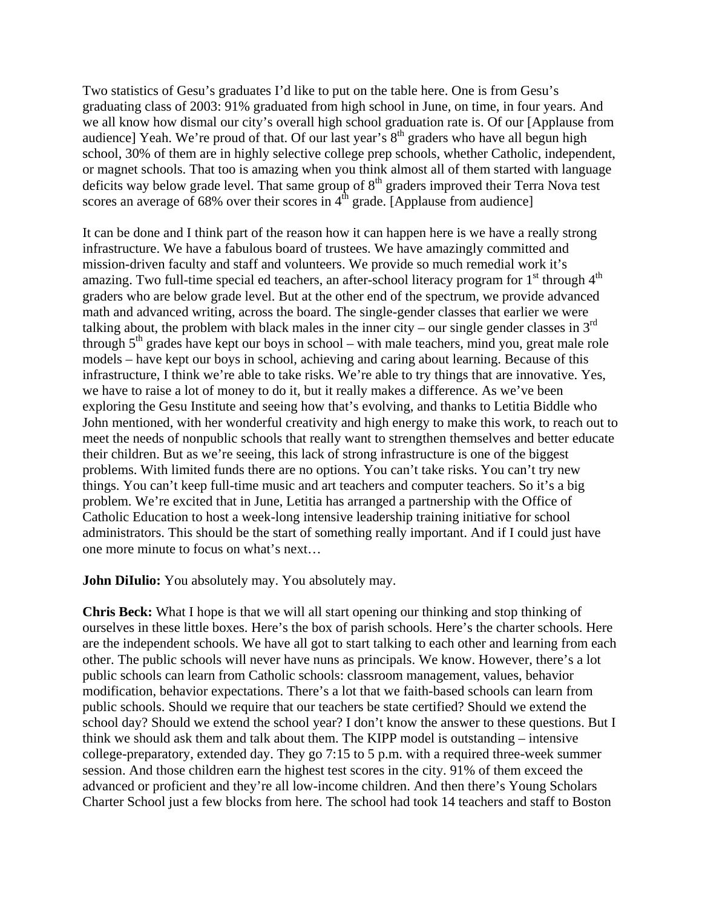Two statistics of Gesu's graduates I'd like to put on the table here. One is from Gesu's graduating class of 2003: 91% graduated from high school in June, on time, in four years. And we all know how dismal our city's overall high school graduation rate is. Of our [Applause from audience] Yeah. We're proud of that. Of our last year's 8th graders who have all begun high school, 30% of them are in highly selective college prep schools, whether Catholic, independent, or magnet schools. That too is amazing when you think almost all of them started with language deficits way below grade level. That same group of 8th graders improved their Terra Nova test scores an average of 68% over their scores in 4th grade. [Applause from audience]

It can be done and I think part of the reason how it can happen here is we have a really strong infrastructure. We have a fabulous board of trustees. We have amazingly committed and mission-driven faculty and staff and volunteers. We provide so much remedial work it's amazing. Two full-time special ed teachers, an after-school literacy program for 1st through 4th graders who are below grade level. But at the other end of the spectrum, we provide advanced math and advanced writing, across the board. The single-gender classes that earlier we were talking about, the problem with black males in the inner city – our single gender classes in 3rd through 5th grades have kept our boys in school – with male teachers, mind you, great male role models – have kept our boys in school, achieving and caring about learning. Because of this infrastructure, I think we're able to take risks. We're able to try things that are innovative. Yes, we have to raise a lot of money to do it, but it really makes a difference. As we've been exploring the Gesu Institute and seeing how that's evolving, and thanks to Letitia Biddle who John mentioned, with her wonderful creativity and high energy to make this work, to reach out to meet the needs of nonpublic schools that really want to strengthen themselves and better educate their children. But as we're seeing, this lack of strong infrastructure is one of the biggest problems. With limited funds there are no options. You can't take risks. You can't try new things. You can't keep full-time music and art teachers and computer teachers. So it's a big problem. We're excited that in June, Letitia has arranged a partnership with the Office of Catholic Education to host a week-long intensive leadership training initiative for school administrators. This should be the start of something really important. And if I could just have one more minute to focus on what's next…

**John DiIulio:** You absolutely may. You absolutely may.

**Chris Beck:** What I hope is that we will all start opening our thinking and stop thinking of ourselves in these little boxes. Here's the box of parish schools. Here's the charter schools. Here are the independent schools. We have all got to start talking to each other and learning from each other. The public schools will never have nuns as principals. We know. However, there's a lot public schools can learn from Catholic schools: classroom management, values, behavior modification, behavior expectations. There's a lot that we faith-based schools can learn from public schools. Should we require that our teachers be state certified? Should we extend the school day? Should we extend the school year? I don't know the answer to these questions. But I think we should ask them and talk about them. The KIPP model is outstanding – intensive college-preparatory, extended day. They go 7:15 to 5 p.m. with a required three-week summer session. And those children earn the highest test scores in the city. 91% of them exceed the advanced or proficient and they're all low-income children. And then there's Young Scholars Charter School just a few blocks from here. The school had took 14 teachers and staff to Boston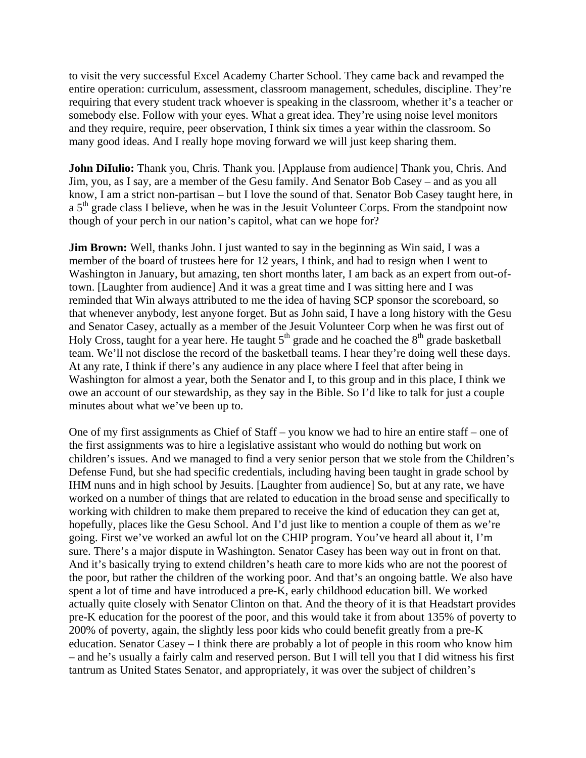to visit the very successful Excel Academy Charter School. They came back and revamped the entire operation: curriculum, assessment, classroom management, schedules, discipline. They're requiring that every student track whoever is speaking in the classroom, whether it's a teacher or somebody else. Follow with your eyes. What a great idea. They're using noise level monitors and they require, require, peer observation, I think six times a year within the classroom. So many good ideas. And I really hope moving forward we will just keep sharing them.

**John DiIulio:** Thank you, Chris. Thank you. [Applause from audience] Thank you, Chris. And Jim, you, as I say, are a member of the Gesu family. And Senator Bob Casey – and as you all know, I am a strict non-partisan – but I love the sound of that. Senator Bob Casey taught here, in a 5th grade class I believe, when he was in the Jesuit Volunteer Corps. From the standpoint now though of your perch in our nation's capitol, what can we hope for?

**Jim Brown:** Well, thanks John. I just wanted to say in the beginning as Win said, I was a member of the board of trustees here for 12 years, I think, and had to resign when I went to Washington in January, but amazing, ten short months later, I am back as an expert from out-of-town. [Laughter from audience] And it was a great time and I was sitting here and I was reminded that Win always attributed to me the idea of having SCP sponsor the scoreboard, so that whenever anybody, lest anyone forget. But as John said, I have a long history with the Gesu and Senator Casey, actually as a member of the Jesuit Volunteer Corp when he was first out of Holy Cross, taught for a year here. He taught 5th grade and he coached the 8th grade basketball team. We'll not disclose the record of the basketball teams. I hear they're doing well these days. At any rate, I think if there's any audience in any place where I feel that after being in Washington for almost a year, both the Senator and I, to this group and in this place, I think we owe an account of our stewardship, as they say in the Bible. So I'd like to talk for just a couple minutes about what we've been up to.

One of my first assignments as Chief of Staff – you know we had to hire an entire staff – one of the first assignments was to hire a legislative assistant who would do nothing but work on children's issues. And we managed to find a very senior person that we stole from the Children's Defense Fund, but she had specific credentials, including having been taught in grade school by IHM nuns and in high school by Jesuits. [Laughter from audience] So, but at any rate, we have worked on a number of things that are related to education in the broad sense and specifically to working with children to make them prepared to receive the kind of education they can get at, hopefully, places like the Gesu School. And I'd just like to mention a couple of them as we're going. First we've worked an awful lot on the CHIP program. You've heard all about it, I'm sure. There's a major dispute in Washington. Senator Casey has been way out in front on that. And it's basically trying to extend children's heath care to more kids who are not the poorest of the poor, but rather the children of the working poor. And that's an ongoing battle. We also have spent a lot of time and have introduced a pre-K, early childhood education bill. We worked actually quite closely with Senator Clinton on that. And the theory of it is that Headstart provides pre-K education for the poorest of the poor, and this would take it from about 135% of poverty to 200% of poverty, again, the slightly less poor kids who could benefit greatly from a pre-K education. Senator Casey – I think there are probably a lot of people in this room who know him – and he's usually a fairly calm and reserved person. But I will tell you that I did witness his first tantrum as United States Senator, and appropriately, it was over the subject of children's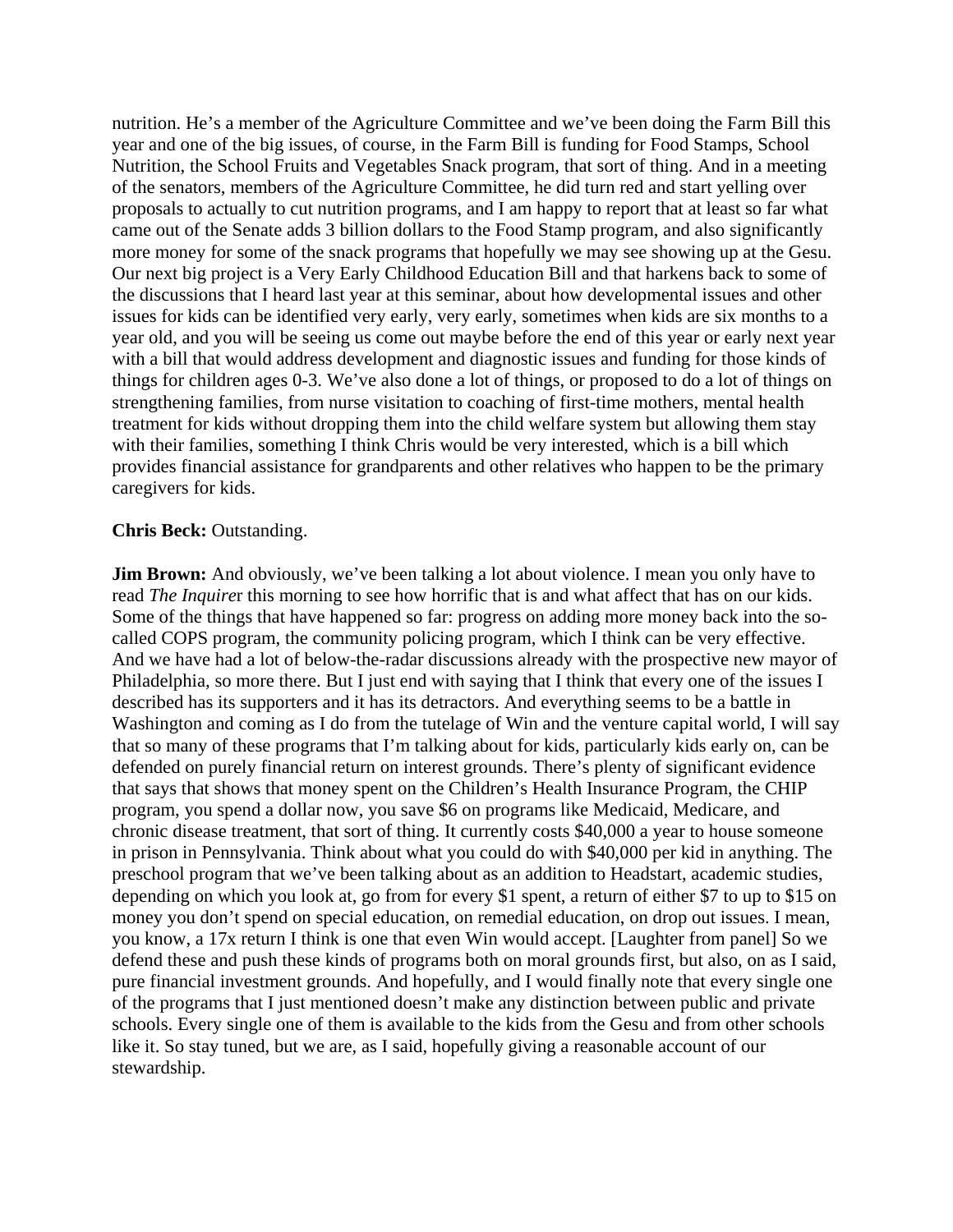nutrition. He's a member of the Agriculture Committee and we've been doing the Farm Bill this year and one of the big issues, of course, in the Farm Bill is funding for Food Stamps, School Nutrition, the School Fruits and Vegetables Snack program, that sort of thing. And in a meeting of the senators, members of the Agriculture Committee, he did turn red and start yelling over proposals to actually to cut nutrition programs, and I am happy to report that at least so far what came out of the Senate adds 3 billion dollars to the Food Stamp program, and also significantly more money for some of the snack programs that hopefully we may see showing up at the Gesu. Our next big project is a Very Early Childhood Education Bill and that harkens back to some of the discussions that I heard last year at this seminar, about how developmental issues and other issues for kids can be identified very early, very early, sometimes when kids are six months to a year old, and you will be seeing us come out maybe before the end of this year or early next year with a bill that would address development and diagnostic issues and funding for those kinds of things for children ages 0-3. We've also done a lot of things, or proposed to do a lot of things on strengthening families, from nurse visitation to coaching of first-time mothers, mental health treatment for kids without dropping them into the child welfare system but allowing them stay with their families, something I think Chris would be very interested, which is a bill which provides financial assistance for grandparents and other relatives who happen to be the primary caregivers for kids.

**Chris Beck:** Outstanding.

**Jim Brown:** And obviously, we've been talking a lot about violence. I mean you only have to read *The Inquire*r this morning to see how horrific that is and what affect that has on our kids. Some of the things that have happened so far: progress on adding more money back into the so-called COPS program, the community policing program, which I think can be very effective. And we have had a lot of below-the-radar discussions already with the prospective new mayor of Philadelphia, so more there. But I just end with saying that I think that every one of the issues I described has its supporters and it has its detractors. And everything seems to be a battle in Washington and coming as I do from the tutelage of Win and the venture capital world, I will say that so many of these programs that I'm talking about for kids, particularly kids early on, can be defended on purely financial return on interest grounds. There's plenty of significant evidence that says that shows that money spent on the Children's Health Insurance Program, the CHIP program, you spend a dollar now, you save $6 on programs like Medicaid, Medicare, and chronic disease treatment, that sort of thing. It currently costs $40,000 a year to house someone in prison in Pennsylvania. Think about what you could do with $40,000 per kid in anything. The preschool program that we've been talking about as an addition to Headstart, academic studies, depending on which you look at, go from for every $1 spent, a return of either $7 to up to $15 on money you don't spend on special education, on remedial education, on drop out issues. I mean, you know, a 17x return I think is one that even Win would accept. [Laughter from panel] So we defend these and push these kinds of programs both on moral grounds first, but also, on as I said, pure financial investment grounds. And hopefully, and I would finally note that every single one of the programs that I just mentioned doesn't make any distinction between public and private schools. Every single one of them is available to the kids from the Gesu and from other schools like it. So stay tuned, but we are, as I said, hopefully giving a reasonable account of our stewardship.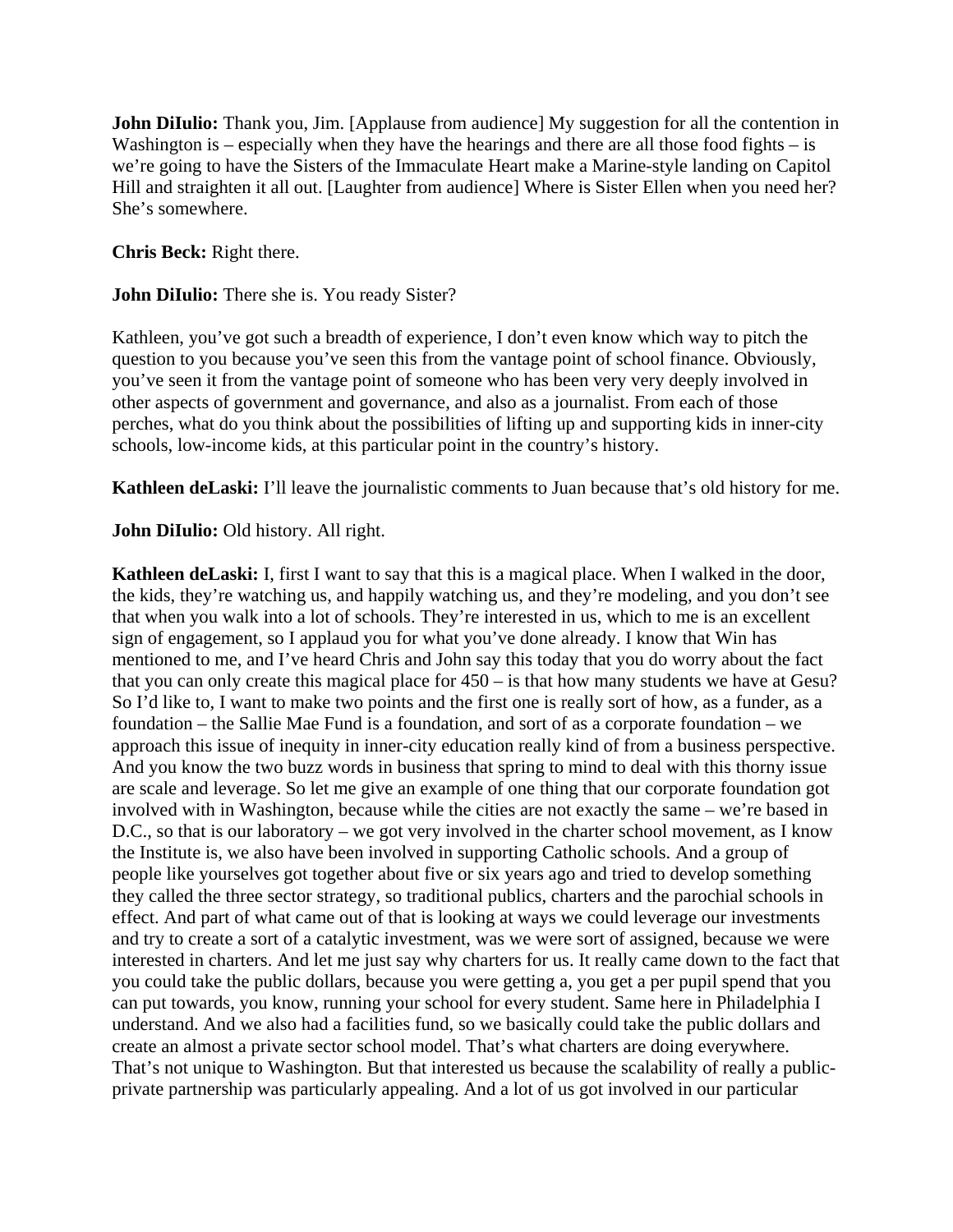**John DiIulio:** Thank you, Jim. [Applause from audience] My suggestion for all the contention in Washington is – especially when they have the hearings and there are all those food fights – is we're going to have the Sisters of the Immaculate Heart make a Marine-style landing on Capitol Hill and straighten it all out. [Laughter from audience] Where is Sister Ellen when you need her? She's somewhere.

**Chris Beck:** Right there.

**John DiIulio:** There she is. You ready Sister?

Kathleen, you've got such a breadth of experience, I don't even know which way to pitch the question to you because you've seen this from the vantage point of school finance. Obviously, you've seen it from the vantage point of someone who has been very very deeply involved in other aspects of government and governance, and also as a journalist. From each of those perches, what do you think about the possibilities of lifting up and supporting kids in inner-city schools, low-income kids, at this particular point in the country's history.

**Kathleen deLaski:** I'll leave the journalistic comments to Juan because that's old history for me.

**John DiIulio:** Old history. All right.

**Kathleen deLaski:** I, first I want to say that this is a magical place. When I walked in the door, the kids, they're watching us, and happily watching us, and they're modeling, and you don't see that when you walk into a lot of schools. They're interested in us, which to me is an excellent sign of engagement, so I applaud you for what you've done already. I know that Win has mentioned to me, and I've heard Chris and John say this today that you do worry about the fact that you can only create this magical place for 450 – is that how many students we have at Gesu? So I'd like to, I want to make two points and the first one is really sort of how, as a funder, as a foundation – the Sallie Mae Fund is a foundation, and sort of as a corporate foundation – we approach this issue of inequity in inner-city education really kind of from a business perspective. And you know the two buzz words in business that spring to mind to deal with this thorny issue are scale and leverage. So let me give an example of one thing that our corporate foundation got involved with in Washington, because while the cities are not exactly the same – we're based in D.C., so that is our laboratory – we got very involved in the charter school movement, as I know the Institute is, we also have been involved in supporting Catholic schools. And a group of people like yourselves got together about five or six years ago and tried to develop something they called the three sector strategy, so traditional publics, charters and the parochial schools in effect. And part of what came out of that is looking at ways we could leverage our investments and try to create a sort of a catalytic investment, was we were sort of assigned, because we were interested in charters. And let me just say why charters for us. It really came down to the fact that you could take the public dollars, because you were getting a, you get a per pupil spend that you can put towards, you know, running your school for every student. Same here in Philadelphia I understand. And we also had a facilities fund, so we basically could take the public dollars and create an almost a private sector school model. That's what charters are doing everywhere. That's not unique to Washington. But that interested us because the scalability of really a public-private partnership was particularly appealing. And a lot of us got involved in our particular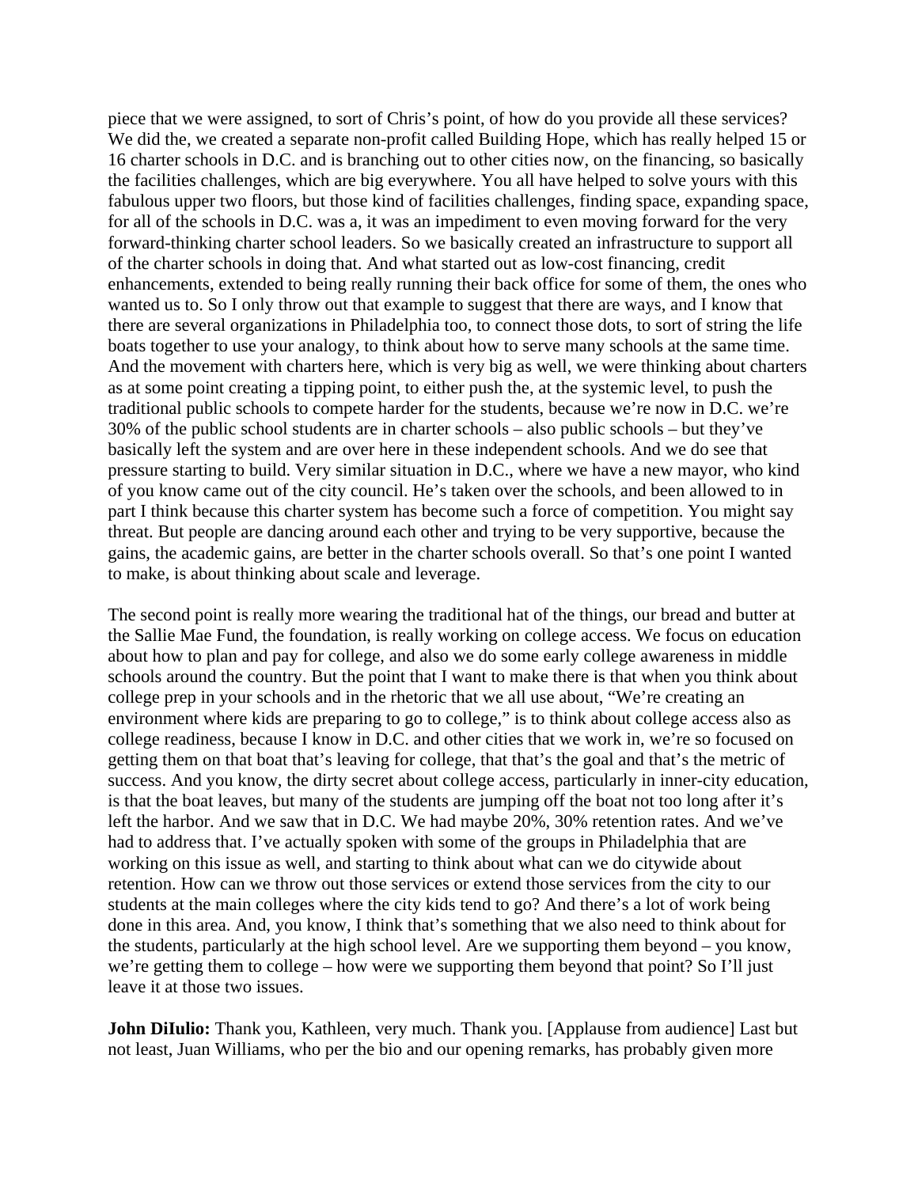piece that we were assigned, to sort of Chris's point, of how do you provide all these services? We did the, we created a separate non-profit called Building Hope, which has really helped 15 or 16 charter schools in D.C. and is branching out to other cities now, on the financing, so basically the facilities challenges, which are big everywhere. You all have helped to solve yours with this fabulous upper two floors, but those kind of facilities challenges, finding space, expanding space, for all of the schools in D.C. was a, it was an impediment to even moving forward for the very forward-thinking charter school leaders. So we basically created an infrastructure to support all of the charter schools in doing that. And what started out as low-cost financing, credit enhancements, extended to being really running their back office for some of them, the ones who wanted us to. So I only throw out that example to suggest that there are ways, and I know that there are several organizations in Philadelphia too, to connect those dots, to sort of string the life boats together to use your analogy, to think about how to serve many schools at the same time. And the movement with charters here, which is very big as well, we were thinking about charters as at some point creating a tipping point, to either push the, at the systemic level, to push the traditional public schools to compete harder for the students, because we're now in D.C. we're 30% of the public school students are in charter schools – also public schools – but they've basically left the system and are over here in these independent schools. And we do see that pressure starting to build. Very similar situation in D.C., where we have a new mayor, who kind of you know came out of the city council. He's taken over the schools, and been allowed to in part I think because this charter system has become such a force of competition. You might say threat. But people are dancing around each other and trying to be very supportive, because the gains, the academic gains, are better in the charter schools overall. So that's one point I wanted to make, is about thinking about scale and leverage.

The second point is really more wearing the traditional hat of the things, our bread and butter at the Sallie Mae Fund, the foundation, is really working on college access. We focus on education about how to plan and pay for college, and also we do some early college awareness in middle schools around the country. But the point that I want to make there is that when you think about college prep in your schools and in the rhetoric that we all use about, "We're creating an environment where kids are preparing to go to college," is to think about college access also as college readiness, because I know in D.C. and other cities that we work in, we're so focused on getting them on that boat that's leaving for college, that that's the goal and that's the metric of success. And you know, the dirty secret about college access, particularly in inner-city education, is that the boat leaves, but many of the students are jumping off the boat not too long after it's left the harbor. And we saw that in D.C. We had maybe 20%, 30% retention rates. And we've had to address that. I've actually spoken with some of the groups in Philadelphia that are working on this issue as well, and starting to think about what can we do citywide about retention. How can we throw out those services or extend those services from the city to our students at the main colleges where the city kids tend to go? And there's a lot of work being done in this area. And, you know, I think that's something that we also need to think about for the students, particularly at the high school level. Are we supporting them beyond – you know, we're getting them to college – how were we supporting them beyond that point? So I'll just leave it at those two issues.

**John DiIulio:** Thank you, Kathleen, very much. Thank you. [Applause from audience] Last but not least, Juan Williams, who per the bio and our opening remarks, has probably given more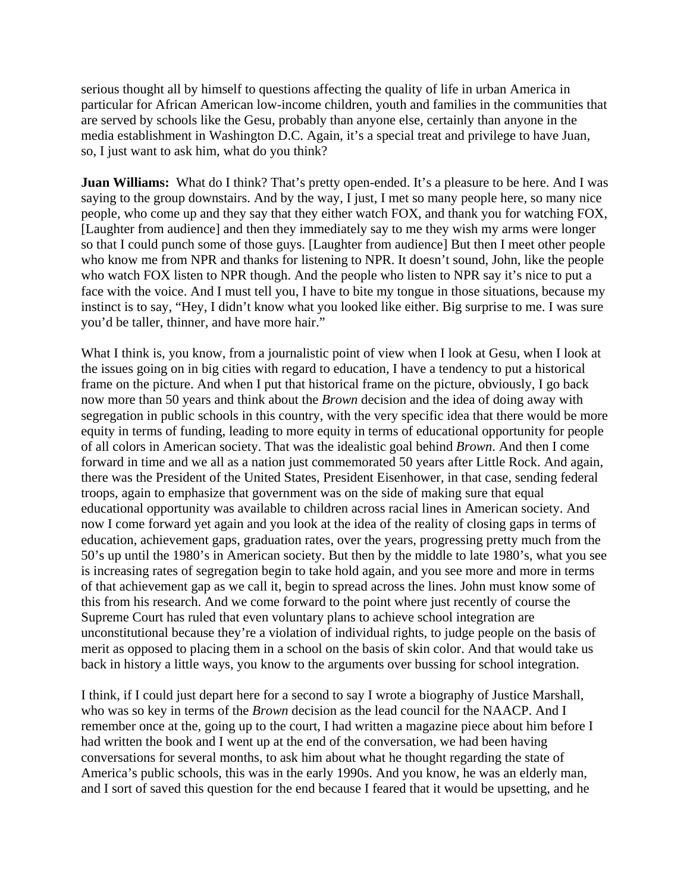serious thought all by himself to questions affecting the quality of life in urban America in particular for African American low-income children, youth and families in the communities that are served by schools like the Gesu, probably than anyone else, certainly than anyone in the media establishment in Washington D.C. Again, it's a special treat and privilege to have Juan, so, I just want to ask him, what do you think?

**Juan Williams:** What do I think? That's pretty open-ended. It's a pleasure to be here. And I was saying to the group downstairs. And by the way, I just, I met so many people here, so many nice people, who come up and they say that they either watch FOX, and thank you for watching FOX, [Laughter from audience] and then they immediately say to me they wish my arms were longer so that I could punch some of those guys. [Laughter from audience] But then I meet other people who know me from NPR and thanks for listening to NPR. It doesn't sound, John, like the people who watch FOX listen to NPR though. And the people who listen to NPR say it's nice to put a face with the voice. And I must tell you, I have to bite my tongue in those situations, because my instinct is to say, "Hey, I didn't know what you looked like either. Big surprise to me. I was sure you'd be taller, thinner, and have more hair."

What I think is, you know, from a journalistic point of view when I look at Gesu, when I look at the issues going on in big cities with regard to education, I have a tendency to put a historical frame on the picture. And when I put that historical frame on the picture, obviously, I go back now more than 50 years and think about the *Brown* decision and the idea of doing away with segregation in public schools in this country, with the very specific idea that there would be more equity in terms of funding, leading to more equity in terms of educational opportunity for people of all colors in American society. That was the idealistic goal behind *Brown*. And then I come forward in time and we all as a nation just commemorated 50 years after Little Rock. And again, there was the President of the United States, President Eisenhower, in that case, sending federal troops, again to emphasize that government was on the side of making sure that equal educational opportunity was available to children across racial lines in American society. And now I come forward yet again and you look at the idea of the reality of closing gaps in terms of education, achievement gaps, graduation rates, over the years, progressing pretty much from the 50's up until the 1980's in American society. But then by the middle to late 1980's, what you see is increasing rates of segregation begin to take hold again, and you see more and more in terms of that achievement gap as we call it, begin to spread across the lines. John must know some of this from his research. And we come forward to the point where just recently of course the Supreme Court has ruled that even voluntary plans to achieve school integration are unconstitutional because they're a violation of individual rights, to judge people on the basis of merit as opposed to placing them in a school on the basis of skin color. And that would take us back in history a little ways, you know to the arguments over bussing for school integration.

I think, if I could just depart here for a second to say I wrote a biography of Justice Marshall, who was so key in terms of the *Brown* decision as the lead council for the NAACP. And I remember once at the, going up to the court, I had written a magazine piece about him before I had written the book and I went up at the end of the conversation, we had been having conversations for several months, to ask him about what he thought regarding the state of America's public schools, this was in the early 1990s. And you know, he was an elderly man, and I sort of saved this question for the end because I feared that it would be upsetting, and he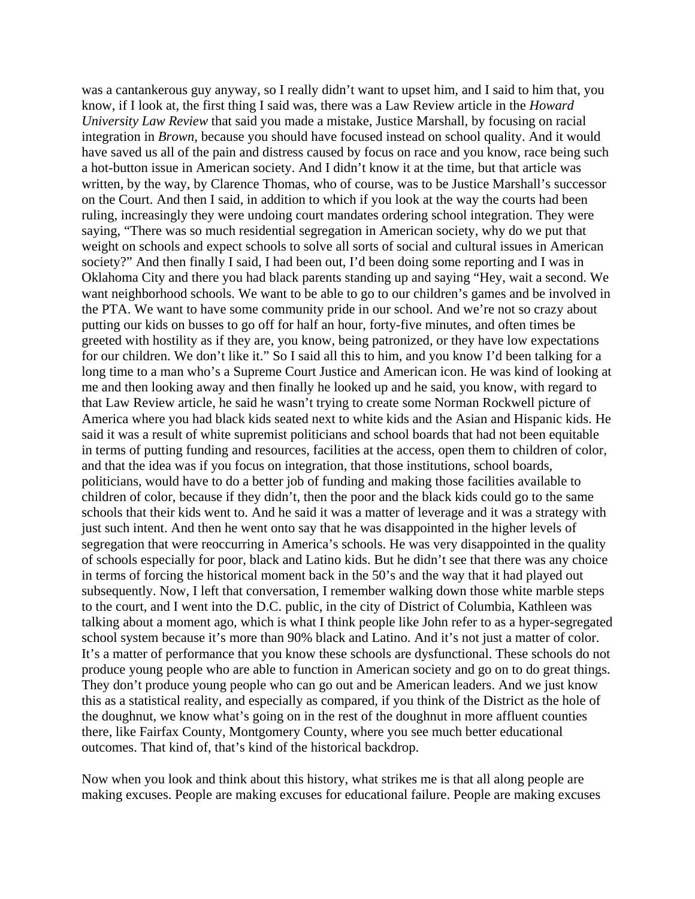was a cantankerous guy anyway, so I really didn't want to upset him, and I said to him that, you know, if I look at, the first thing I said was, there was a Law Review article in the *Howard University Law Review* that said you made a mistake, Justice Marshall, by focusing on racial integration in *Brown*, because you should have focused instead on school quality. And it would have saved us all of the pain and distress caused by focus on race and you know, race being such a hot-button issue in American society. And I didn't know it at the time, but that article was written, by the way, by Clarence Thomas, who of course, was to be Justice Marshall's successor on the Court. And then I said, in addition to which if you look at the way the courts had been ruling, increasingly they were undoing court mandates ordering school integration. They were saying, "There was so much residential segregation in American society, why do we put that weight on schools and expect schools to solve all sorts of social and cultural issues in American society?" And then finally I said, I had been out, I'd been doing some reporting and I was in Oklahoma City and there you had black parents standing up and saying "Hey, wait a second. We want neighborhood schools. We want to be able to go to our children's games and be involved in the PTA. We want to have some community pride in our school. And we're not so crazy about putting our kids on busses to go off for half an hour, forty-five minutes, and often times be greeted with hostility as if they are, you know, being patronized, or they have low expectations for our children. We don't like it." So I said all this to him, and you know I'd been talking for a long time to a man who's a Supreme Court Justice and American icon. He was kind of looking at me and then looking away and then finally he looked up and he said, you know, with regard to that Law Review article, he said he wasn't trying to create some Norman Rockwell picture of America where you had black kids seated next to white kids and the Asian and Hispanic kids. He said it was a result of white supremist politicians and school boards that had not been equitable in terms of putting funding and resources, facilities at the access, open them to children of color, and that the idea was if you focus on integration, that those institutions, school boards, politicians, would have to do a better job of funding and making those facilities available to children of color, because if they didn't, then the poor and the black kids could go to the same schools that their kids went to. And he said it was a matter of leverage and it was a strategy with just such intent. And then he went onto say that he was disappointed in the higher levels of segregation that were reoccurring in America's schools. He was very disappointed in the quality of schools especially for poor, black and Latino kids. But he didn't see that there was any choice in terms of forcing the historical moment back in the 50's and the way that it had played out subsequently. Now, I left that conversation, I remember walking down those white marble steps to the court, and I went into the D.C. public, in the city of District of Columbia, Kathleen was talking about a moment ago, which is what I think people like John refer to as a hyper-segregated school system because it's more than 90% black and Latino. And it's not just a matter of color. It's a matter of performance that you know these schools are dysfunctional. These schools do not produce young people who are able to function in American society and go on to do great things. They don't produce young people who can go out and be American leaders. And we just know this as a statistical reality, and especially as compared, if you think of the District as the hole of the doughnut, we know what's going on in the rest of the doughnut in more affluent counties there, like Fairfax County, Montgomery County, where you see much better educational outcomes. That kind of, that's kind of the historical backdrop.

Now when you look and think about this history, what strikes me is that all along people are making excuses. People are making excuses for educational failure. People are making excuses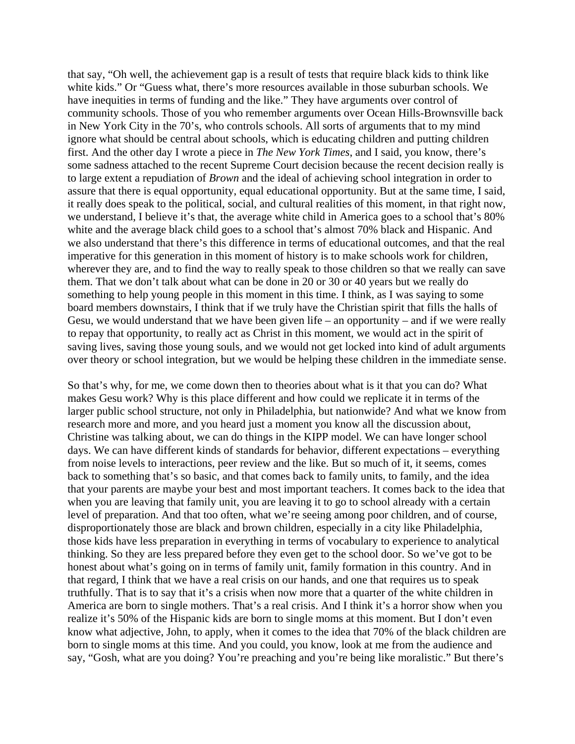that say, "Oh well, the achievement gap is a result of tests that require black kids to think like white kids." Or "Guess what, there's more resources available in those suburban schools. We have inequities in terms of funding and the like." They have arguments over control of community schools. Those of you who remember arguments over Ocean Hills-Brownsville back in New York City in the 70's, who controls schools. All sorts of arguments that to my mind ignore what should be central about schools, which is educating children and putting children first. And the other day I wrote a piece in *The New York Times*, and I said, you know, there's some sadness attached to the recent Supreme Court decision because the recent decision really is to large extent a repudiation of *Brown* and the ideal of achieving school integration in order to assure that there is equal opportunity, equal educational opportunity. But at the same time, I said, it really does speak to the political, social, and cultural realities of this moment, in that right now, we understand, I believe it's that, the average white child in America goes to a school that's 80% white and the average black child goes to a school that's almost 70% black and Hispanic. And we also understand that there's this difference in terms of educational outcomes, and that the real imperative for this generation in this moment of history is to make schools work for children, wherever they are, and to find the way to really speak to those children so that we really can save them. That we don't talk about what can be done in 20 or 30 or 40 years but we really do something to help young people in this moment in this time. I think, as I was saying to some board members downstairs, I think that if we truly have the Christian spirit that fills the halls of Gesu, we would understand that we have been given life – an opportunity – and if we were really to repay that opportunity, to really act as Christ in this moment, we would act in the spirit of saving lives, saving those young souls, and we would not get locked into kind of adult arguments over theory or school integration, but we would be helping these children in the immediate sense.

So that's why, for me, we come down then to theories about what is it that you can do? What makes Gesu work? Why is this place different and how could we replicate it in terms of the larger public school structure, not only in Philadelphia, but nationwide? And what we know from research more and more, and you heard just a moment you know all the discussion about, Christine was talking about, we can do things in the KIPP model. We can have longer school days. We can have different kinds of standards for behavior, different expectations – everything from noise levels to interactions, peer review and the like. But so much of it, it seems, comes back to something that's so basic, and that comes back to family units, to family, and the idea that your parents are maybe your best and most important teachers. It comes back to the idea that when you are leaving that family unit, you are leaving it to go to school already with a certain level of preparation. And that too often, what we're seeing among poor children, and of course, disproportionately those are black and brown children, especially in a city like Philadelphia, those kids have less preparation in everything in terms of vocabulary to experience to analytical thinking. So they are less prepared before they even get to the school door. So we've got to be honest about what's going on in terms of family unit, family formation in this country. And in that regard, I think that we have a real crisis on our hands, and one that requires us to speak truthfully. That is to say that it's a crisis when now more that a quarter of the white children in America are born to single mothers. That's a real crisis. And I think it's a horror show when you realize it's 50% of the Hispanic kids are born to single moms at this moment. But I don't even know what adjective, John, to apply, when it comes to the idea that 70% of the black children are born to single moms at this time. And you could, you know, look at me from the audience and say, "Gosh, what are you doing? You're preaching and you're being like moralistic." But there's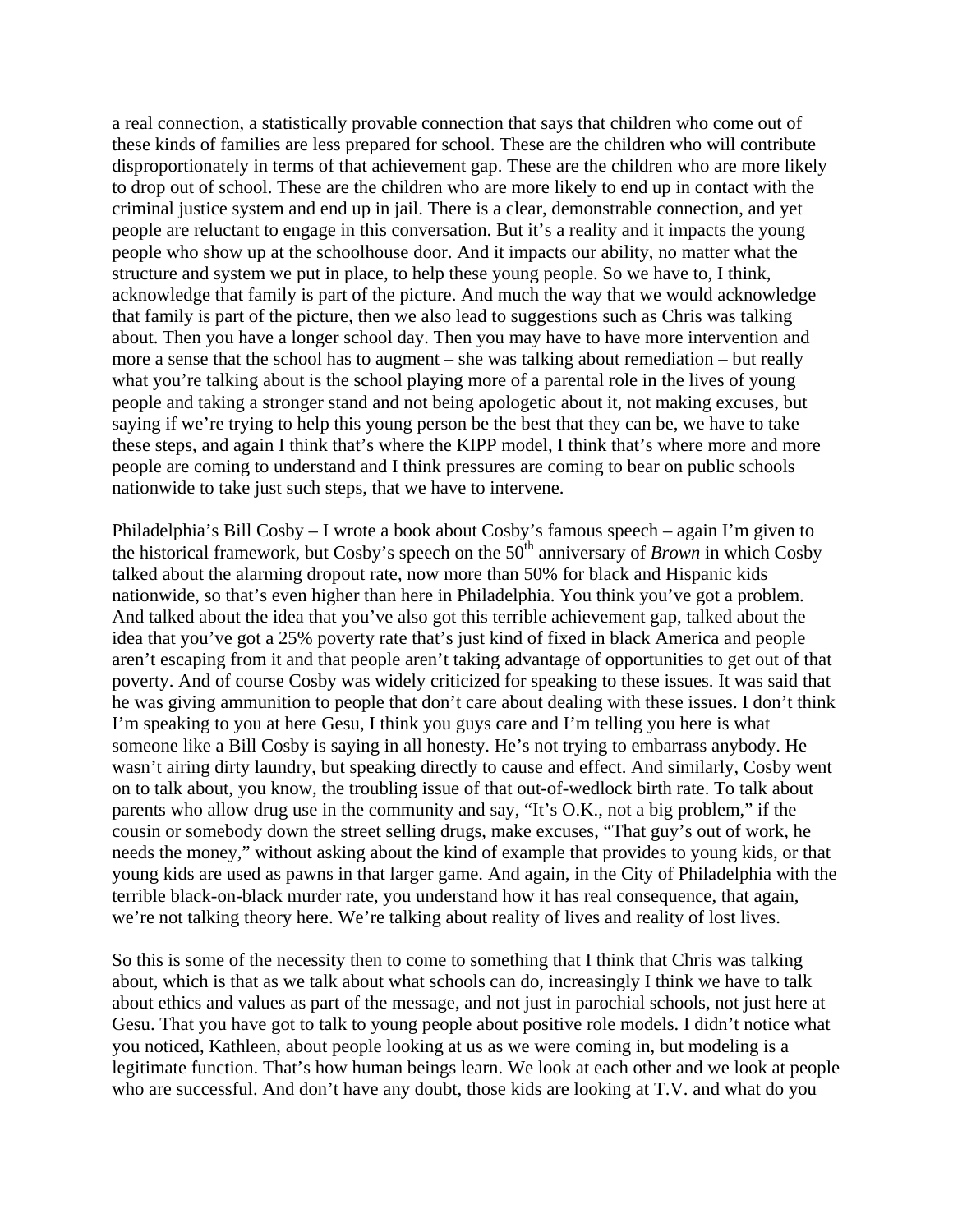a real connection, a statistically provable connection that says that children who come out of these kinds of families are less prepared for school. These are the children who will contribute disproportionately in terms of that achievement gap. These are the children who are more likely to drop out of school. These are the children who are more likely to end up in contact with the criminal justice system and end up in jail. There is a clear, demonstrable connection, and yet people are reluctant to engage in this conversation. But it's a reality and it impacts the young people who show up at the schoolhouse door. And it impacts our ability, no matter what the structure and system we put in place, to help these young people. So we have to, I think, acknowledge that family is part of the picture. And much the way that we would acknowledge that family is part of the picture, then we also lead to suggestions such as Chris was talking about. Then you have a longer school day. Then you may have to have more intervention and more a sense that the school has to augment – she was talking about remediation – but really what you're talking about is the school playing more of a parental role in the lives of young people and taking a stronger stand and not being apologetic about it, not making excuses, but saying if we're trying to help this young person be the best that they can be, we have to take these steps, and again I think that's where the KIPP model, I think that's where more and more people are coming to understand and I think pressures are coming to bear on public schools nationwide to take just such steps, that we have to intervene.

Philadelphia's Bill Cosby – I wrote a book about Cosby's famous speech – again I'm given to the historical framework, but Cosby's speech on the 50th anniversary of *Brown* in which Cosby talked about the alarming dropout rate, now more than 50% for black and Hispanic kids nationwide, so that's even higher than here in Philadelphia. You think you've got a problem. And talked about the idea that you've also got this terrible achievement gap, talked about the idea that you've got a 25% poverty rate that's just kind of fixed in black America and people aren't escaping from it and that people aren't taking advantage of opportunities to get out of that poverty. And of course Cosby was widely criticized for speaking to these issues. It was said that he was giving ammunition to people that don't care about dealing with these issues. I don't think I'm speaking to you at here Gesu, I think you guys care and I'm telling you here is what someone like a Bill Cosby is saying in all honesty. He's not trying to embarrass anybody. He wasn't airing dirty laundry, but speaking directly to cause and effect. And similarly, Cosby went on to talk about, you know, the troubling issue of that out-of-wedlock birth rate. To talk about parents who allow drug use in the community and say, "It's O.K., not a big problem," if the cousin or somebody down the street selling drugs, make excuses, "That guy's out of work, he needs the money," without asking about the kind of example that provides to young kids, or that young kids are used as pawns in that larger game. And again, in the City of Philadelphia with the terrible black-on-black murder rate, you understand how it has real consequence, that again, we're not talking theory here. We're talking about reality of lives and reality of lost lives.

So this is some of the necessity then to come to something that I think that Chris was talking about, which is that as we talk about what schools can do, increasingly I think we have to talk about ethics and values as part of the message, and not just in parochial schools, not just here at Gesu. That you have got to talk to young people about positive role models. I didn't notice what you noticed, Kathleen, about people looking at us as we were coming in, but modeling is a legitimate function. That's how human beings learn. We look at each other and we look at people who are successful. And don't have any doubt, those kids are looking at T.V. and what do you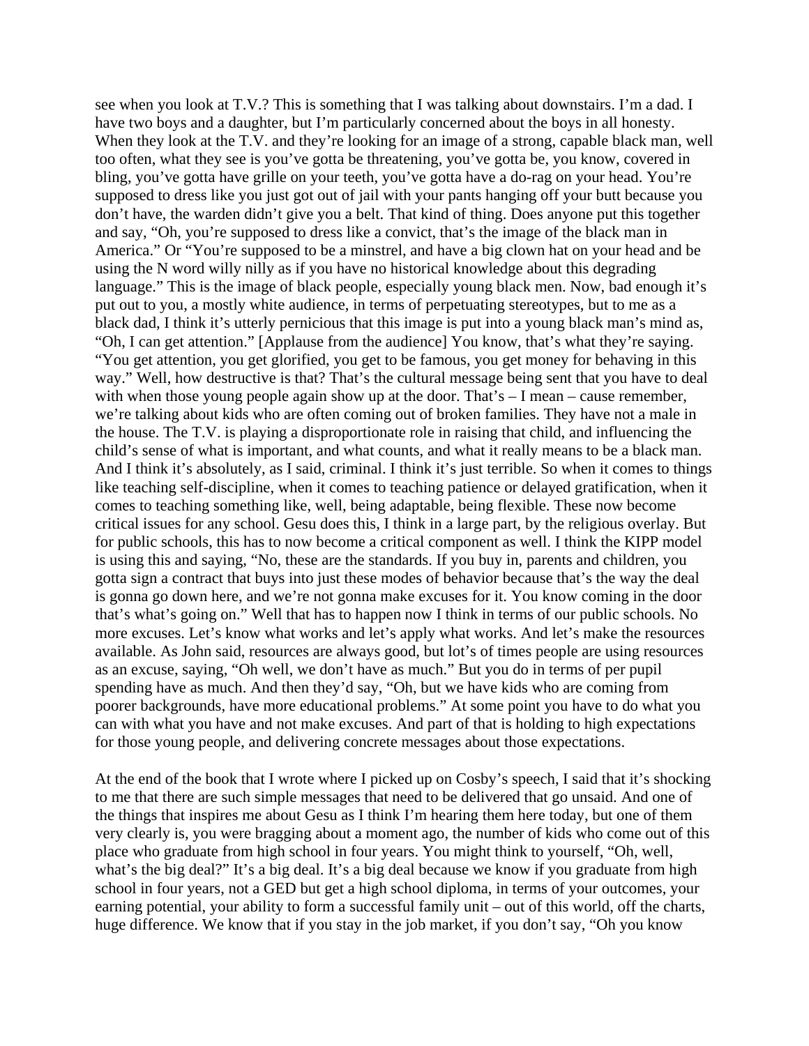see when you look at T.V.? This is something that I was talking about downstairs. I'm a dad. I have two boys and a daughter, but I'm particularly concerned about the boys in all honesty. When they look at the T.V. and they're looking for an image of a strong, capable black man, well too often, what they see is you've gotta be threatening, you've gotta be, you know, covered in bling, you've gotta have grille on your teeth, you've gotta have a do-rag on your head. You're supposed to dress like you just got out of jail with your pants hanging off your butt because you don't have, the warden didn't give you a belt. That kind of thing. Does anyone put this together and say, "Oh, you're supposed to dress like a convict, that's the image of the black man in America." Or "You're supposed to be a minstrel, and have a big clown hat on your head and be using the N word willy nilly as if you have no historical knowledge about this degrading language." This is the image of black people, especially young black men. Now, bad enough it's put out to you, a mostly white audience, in terms of perpetuating stereotypes, but to me as a black dad, I think it's utterly pernicious that this image is put into a young black man's mind as, "Oh, I can get attention." [Applause from the audience] You know, that's what they're saying. "You get attention, you get glorified, you get to be famous, you get money for behaving in this way." Well, how destructive is that? That's the cultural message being sent that you have to deal with when those young people again show up at the door. That's – I mean – cause remember, we're talking about kids who are often coming out of broken families. They have not a male in the house. The T.V. is playing a disproportionate role in raising that child, and influencing the child's sense of what is important, and what counts, and what it really means to be a black man. And I think it's absolutely, as I said, criminal. I think it's just terrible. So when it comes to things like teaching self-discipline, when it comes to teaching patience or delayed gratification, when it comes to teaching something like, well, being adaptable, being flexible. These now become critical issues for any school. Gesu does this, I think in a large part, by the religious overlay. But for public schools, this has to now become a critical component as well. I think the KIPP model is using this and saying, "No, these are the standards. If you buy in, parents and children, you gotta sign a contract that buys into just these modes of behavior because that's the way the deal is gonna go down here, and we're not gonna make excuses for it. You know coming in the door that's what's going on." Well that has to happen now I think in terms of our public schools. No more excuses. Let's know what works and let's apply what works. And let's make the resources available. As John said, resources are always good, but lot's of times people are using resources as an excuse, saying, "Oh well, we don't have as much." But you do in terms of per pupil spending have as much. And then they'd say, "Oh, but we have kids who are coming from poorer backgrounds, have more educational problems." At some point you have to do what you can with what you have and not make excuses. And part of that is holding to high expectations for those young people, and delivering concrete messages about those expectations.

At the end of the book that I wrote where I picked up on Cosby's speech, I said that it's shocking to me that there are such simple messages that need to be delivered that go unsaid. And one of the things that inspires me about Gesu as I think I'm hearing them here today, but one of them very clearly is, you were bragging about a moment ago, the number of kids who come out of this place who graduate from high school in four years. You might think to yourself, "Oh, well, what's the big deal?" It's a big deal. It's a big deal because we know if you graduate from high school in four years, not a GED but get a high school diploma, in terms of your outcomes, your earning potential, your ability to form a successful family unit – out of this world, off the charts, huge difference. We know that if you stay in the job market, if you don't say, "Oh you know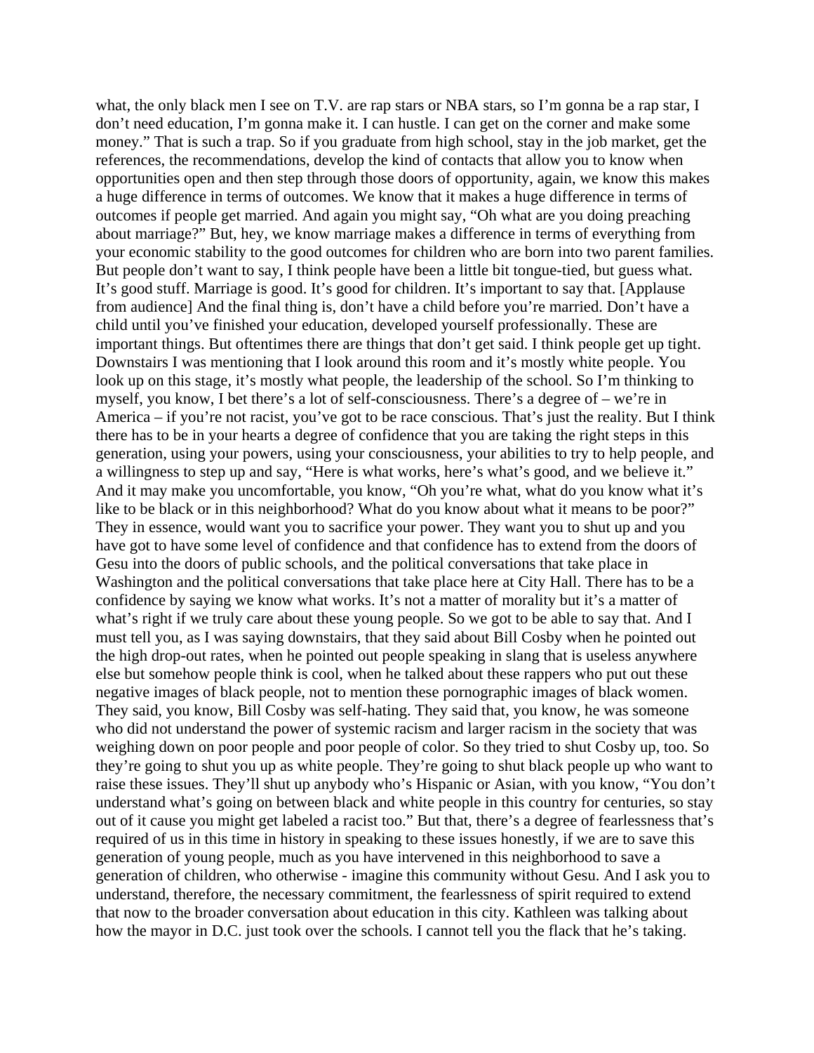what, the only black men I see on T.V. are rap stars or NBA stars, so I'm gonna be a rap star, I don't need education, I'm gonna make it. I can hustle. I can get on the corner and make some money." That is such a trap. So if you graduate from high school, stay in the job market, get the references, the recommendations, develop the kind of contacts that allow you to know when opportunities open and then step through those doors of opportunity, again, we know this makes a huge difference in terms of outcomes. We know that it makes a huge difference in terms of outcomes if people get married. And again you might say, "Oh what are you doing preaching about marriage?" But, hey, we know marriage makes a difference in terms of everything from your economic stability to the good outcomes for children who are born into two parent families. But people don't want to say, I think people have been a little bit tongue-tied, but guess what. It's good stuff. Marriage is good. It's good for children. It's important to say that. [Applause from audience] And the final thing is, don't have a child before you're married. Don't have a child until you've finished your education, developed yourself professionally. These are important things. But oftentimes there are things that don't get said. I think people get up tight. Downstairs I was mentioning that I look around this room and it's mostly white people. You look up on this stage, it's mostly what people, the leadership of the school. So I'm thinking to myself, you know, I bet there's a lot of self-consciousness. There's a degree of – we're in America – if you're not racist, you've got to be race conscious. That's just the reality. But I think there has to be in your hearts a degree of confidence that you are taking the right steps in this generation, using your powers, using your consciousness, your abilities to try to help people, and a willingness to step up and say, "Here is what works, here's what's good, and we believe it." And it may make you uncomfortable, you know, "Oh you're what, what do you know what it's like to be black or in this neighborhood? What do you know about what it means to be poor?" They in essence, would want you to sacrifice your power. They want you to shut up and you have got to have some level of confidence and that confidence has to extend from the doors of Gesu into the doors of public schools, and the political conversations that take place in Washington and the political conversations that take place here at City Hall. There has to be a confidence by saying we know what works. It's not a matter of morality but it's a matter of what's right if we truly care about these young people. So we got to be able to say that. And I must tell you, as I was saying downstairs, that they said about Bill Cosby when he pointed out the high drop-out rates, when he pointed out people speaking in slang that is useless anywhere else but somehow people think is cool, when he talked about these rappers who put out these negative images of black people, not to mention these pornographic images of black women. They said, you know, Bill Cosby was self-hating. They said that, you know, he was someone who did not understand the power of systemic racism and larger racism in the society that was weighing down on poor people and poor people of color. So they tried to shut Cosby up, too. So they're going to shut you up as white people. They're going to shut black people up who want to raise these issues. They'll shut up anybody who's Hispanic or Asian, with you know, "You don't understand what's going on between black and white people in this country for centuries, so stay out of it cause you might get labeled a racist too." But that, there's a degree of fearlessness that's required of us in this time in history in speaking to these issues honestly, if we are to save this generation of young people, much as you have intervened in this neighborhood to save a generation of children, who otherwise - imagine this community without Gesu. And I ask you to understand, therefore, the necessary commitment, the fearlessness of spirit required to extend that now to the broader conversation about education in this city. Kathleen was talking about how the mayor in D.C. just took over the schools. I cannot tell you the flack that he's taking.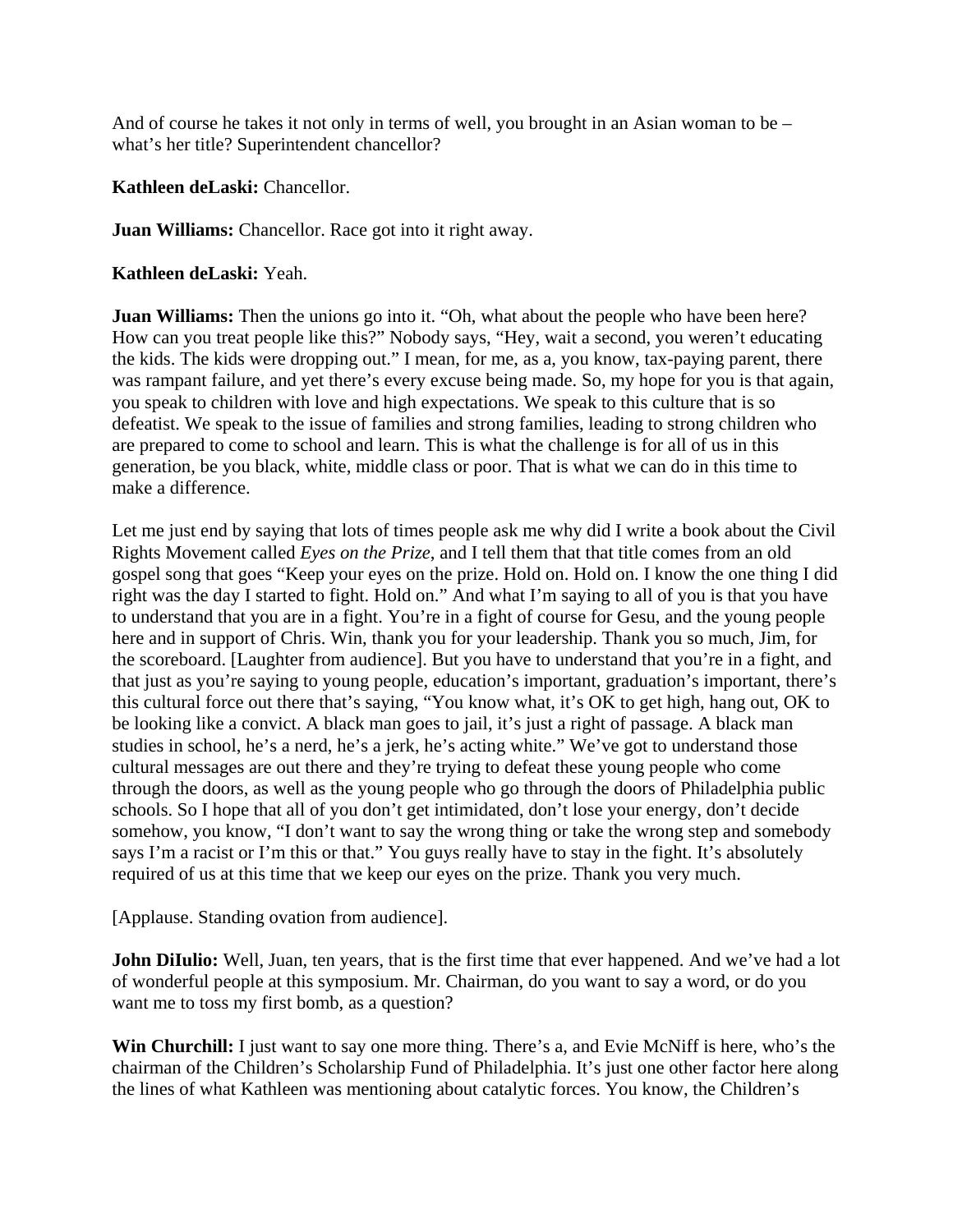And of course he takes it not only in terms of well, you brought in an Asian woman to be – what's her title? Superintendent chancellor?

**Kathleen deLaski:** Chancellor.

**Juan Williams:** Chancellor. Race got into it right away.

**Kathleen deLaski:** Yeah.

**Juan Williams:** Then the unions go into it. "Oh, what about the people who have been here? How can you treat people like this?" Nobody says, "Hey, wait a second, you weren't educating the kids. The kids were dropping out." I mean, for me, as a, you know, tax-paying parent, there was rampant failure, and yet there's every excuse being made. So, my hope for you is that again, you speak to children with love and high expectations. We speak to this culture that is so defeatist. We speak to the issue of families and strong families, leading to strong children who are prepared to come to school and learn. This is what the challenge is for all of us in this generation, be you black, white, middle class or poor. That is what we can do in this time to make a difference.

Let me just end by saying that lots of times people ask me why did I write a book about the Civil Rights Movement called *Eyes on the Prize*, and I tell them that that title comes from an old gospel song that goes "Keep your eyes on the prize. Hold on. Hold on. I know the one thing I did right was the day I started to fight. Hold on." And what I'm saying to all of you is that you have to understand that you are in a fight. You're in a fight of course for Gesu, and the young people here and in support of Chris. Win, thank you for your leadership. Thank you so much, Jim, for the scoreboard. [Laughter from audience]. But you have to understand that you're in a fight, and that just as you're saying to young people, education's important, graduation's important, there's this cultural force out there that's saying, "You know what, it's OK to get high, hang out, OK to be looking like a convict. A black man goes to jail, it's just a right of passage. A black man studies in school, he's a nerd, he's a jerk, he's acting white." We've got to understand those cultural messages are out there and they're trying to defeat these young people who come through the doors, as well as the young people who go through the doors of Philadelphia public schools. So I hope that all of you don't get intimidated, don't lose your energy, don't decide somehow, you know, "I don't want to say the wrong thing or take the wrong step and somebody says I'm a racist or I'm this or that." You guys really have to stay in the fight. It's absolutely required of us at this time that we keep our eyes on the prize. Thank you very much.

[Applause. Standing ovation from audience].

**John DiIulio:** Well, Juan, ten years, that is the first time that ever happened. And we've had a lot of wonderful people at this symposium. Mr. Chairman, do you want to say a word, or do you want me to toss my first bomb, as a question?

**Win Churchill:** I just want to say one more thing. There's a, and Evie McNiff is here, who's the chairman of the Children's Scholarship Fund of Philadelphia. It's just one other factor here along the lines of what Kathleen was mentioning about catalytic forces. You know, the Children's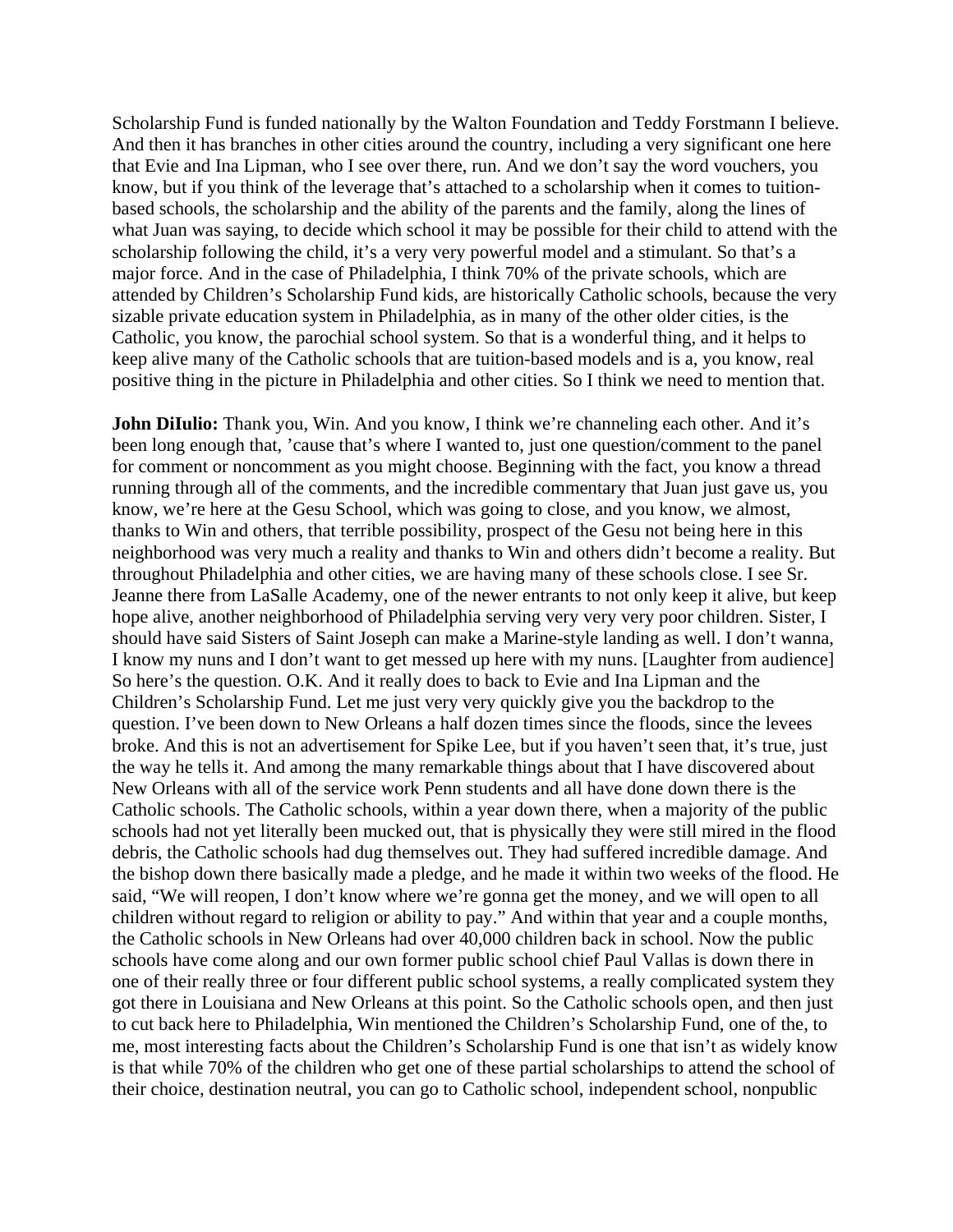Scholarship Fund is funded nationally by the Walton Foundation and Teddy Forstmann I believe. And then it has branches in other cities around the country, including a very significant one here that Evie and Ina Lipman, who I see over there, run. And we don't say the word vouchers, you know, but if you think of the leverage that's attached to a scholarship when it comes to tuition-based schools, the scholarship and the ability of the parents and the family, along the lines of what Juan was saying, to decide which school it may be possible for their child to attend with the scholarship following the child, it's a very very powerful model and a stimulant. So that's a major force. And in the case of Philadelphia, I think 70% of the private schools, which are attended by Children's Scholarship Fund kids, are historically Catholic schools, because the very sizable private education system in Philadelphia, as in many of the other older cities, is the Catholic, you know, the parochial school system. So that is a wonderful thing, and it helps to keep alive many of the Catholic schools that are tuition-based models and is a, you know, real positive thing in the picture in Philadelphia and other cities. So I think we need to mention that.

**John DiIulio:** Thank you, Win. And you know, I think we're channeling each other. And it's been long enough that, 'cause that's where I wanted to, just one question/comment to the panel for comment or noncomment as you might choose. Beginning with the fact, you know a thread running through all of the comments, and the incredible commentary that Juan just gave us, you know, we're here at the Gesu School, which was going to close, and you know, we almost, thanks to Win and others, that terrible possibility, prospect of the Gesu not being here in this neighborhood was very much a reality and thanks to Win and others didn't become a reality. But throughout Philadelphia and other cities, we are having many of these schools close. I see Sr. Jeanne there from LaSalle Academy, one of the newer entrants to not only keep it alive, but keep hope alive, another neighborhood of Philadelphia serving very very very poor children. Sister, I should have said Sisters of Saint Joseph can make a Marine-style landing as well. I don't wanna, I know my nuns and I don't want to get messed up here with my nuns. [Laughter from audience] So here's the question. O.K. And it really does to back to Evie and Ina Lipman and the Children's Scholarship Fund. Let me just very very quickly give you the backdrop to the question. I've been down to New Orleans a half dozen times since the floods, since the levees broke. And this is not an advertisement for Spike Lee, but if you haven't seen that, it's true, just the way he tells it. And among the many remarkable things about that I have discovered about New Orleans with all of the service work Penn students and all have done down there is the Catholic schools. The Catholic schools, within a year down there, when a majority of the public schools had not yet literally been mucked out, that is physically they were still mired in the flood debris, the Catholic schools had dug themselves out. They had suffered incredible damage. And the bishop down there basically made a pledge, and he made it within two weeks of the flood. He said, "We will reopen, I don't know where we're gonna get the money, and we will open to all children without regard to religion or ability to pay." And within that year and a couple months, the Catholic schools in New Orleans had over 40,000 children back in school. Now the public schools have come along and our own former public school chief Paul Vallas is down there in one of their really three or four different public school systems, a really complicated system they got there in Louisiana and New Orleans at this point. So the Catholic schools open, and then just to cut back here to Philadelphia, Win mentioned the Children's Scholarship Fund, one of the, to me, most interesting facts about the Children's Scholarship Fund is one that isn't as widely know is that while 70% of the children who get one of these partial scholarships to attend the school of their choice, destination neutral, you can go to Catholic school, independent school, nonpublic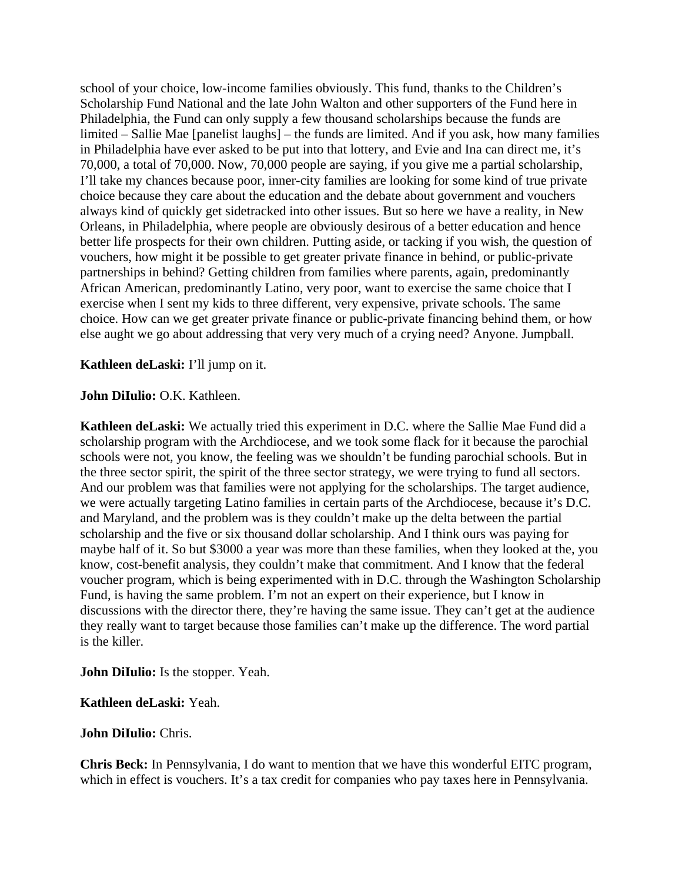school of your choice, low-income families obviously. This fund, thanks to the Children's Scholarship Fund National and the late John Walton and other supporters of the Fund here in Philadelphia, the Fund can only supply a few thousand scholarships because the funds are limited – Sallie Mae [panelist laughs] – the funds are limited. And if you ask, how many families in Philadelphia have ever asked to be put into that lottery, and Evie and Ina can direct me, it's 70,000, a total of 70,000. Now, 70,000 people are saying, if you give me a partial scholarship, I'll take my chances because poor, inner-city families are looking for some kind of true private choice because they care about the education and the debate about government and vouchers always kind of quickly get sidetracked into other issues. But so here we have a reality, in New Orleans, in Philadelphia, where people are obviously desirous of a better education and hence better life prospects for their own children. Putting aside, or tacking if you wish, the question of vouchers, how might it be possible to get greater private finance in behind, or public-private partnerships in behind? Getting children from families where parents, again, predominantly African American, predominantly Latino, very poor, want to exercise the same choice that I exercise when I sent my kids to three different, very expensive, private schools. The same choice. How can we get greater private finance or public-private financing behind them, or how else aught we go about addressing that very very much of a crying need? Anyone. Jumpball.

**Kathleen deLaski:** I'll jump on it.

**John DiIulio:** O.K. Kathleen.

**Kathleen deLaski:** We actually tried this experiment in D.C. where the Sallie Mae Fund did a scholarship program with the Archdiocese, and we took some flack for it because the parochial schools were not, you know, the feeling was we shouldn't be funding parochial schools. But in the three sector spirit, the spirit of the three sector strategy, we were trying to fund all sectors. And our problem was that families were not applying for the scholarships. The target audience, we were actually targeting Latino families in certain parts of the Archdiocese, because it's D.C. and Maryland, and the problem was is they couldn't make up the delta between the partial scholarship and the five or six thousand dollar scholarship. And I think ours was paying for maybe half of it. So but $3000 a year was more than these families, when they looked at the, you know, cost-benefit analysis, they couldn't make that commitment. And I know that the federal voucher program, which is being experimented with in D.C. through the Washington Scholarship Fund, is having the same problem. I'm not an expert on their experience, but I know in discussions with the director there, they're having the same issue. They can't get at the audience they really want to target because those families can't make up the difference. The word partial is the killer.

**John DiIulio:** Is the stopper. Yeah.

**Kathleen deLaski:** Yeah.

**John DiIulio:** Chris.

**Chris Beck:** In Pennsylvania, I do want to mention that we have this wonderful EITC program, which in effect is vouchers. It's a tax credit for companies who pay taxes here in Pennsylvania.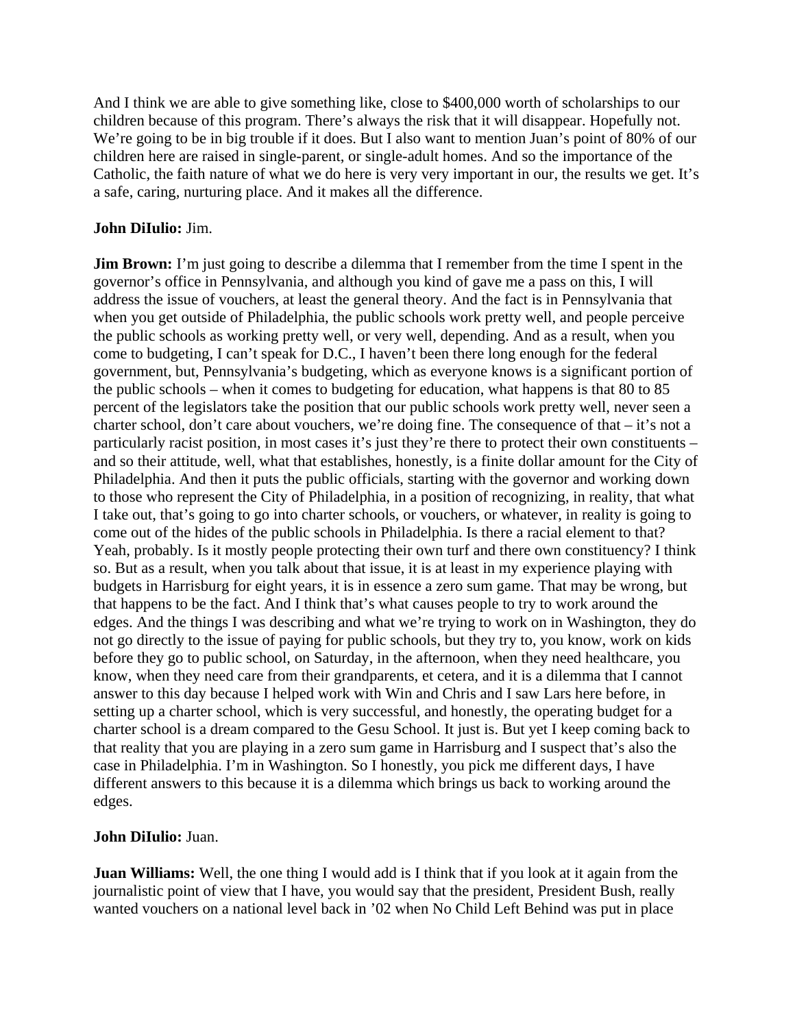And I think we are able to give something like, close to $400,000 worth of scholarships to our children because of this program. There's always the risk that it will disappear. Hopefully not. We're going to be in big trouble if it does. But I also want to mention Juan's point of 80% of our children here are raised in single-parent, or single-adult homes. And so the importance of the Catholic, the faith nature of what we do here is very very important in our, the results we get. It's a safe, caring, nurturing place. And it makes all the difference.

**John DiIulio:** Jim.

**Jim Brown:** I'm just going to describe a dilemma that I remember from the time I spent in the governor's office in Pennsylvania, and although you kind of gave me a pass on this, I will address the issue of vouchers, at least the general theory. And the fact is in Pennsylvania that when you get outside of Philadelphia, the public schools work pretty well, and people perceive the public schools as working pretty well, or very well, depending. And as a result, when you come to budgeting, I can't speak for D.C., I haven't been there long enough for the federal government, but, Pennsylvania's budgeting, which as everyone knows is a significant portion of the public schools – when it comes to budgeting for education, what happens is that 80 to 85 percent of the legislators take the position that our public schools work pretty well, never seen a charter school, don't care about vouchers, we're doing fine. The consequence of that – it's not a particularly racist position, in most cases it's just they're there to protect their own constituents – and so their attitude, well, what that establishes, honestly, is a finite dollar amount for the City of Philadelphia. And then it puts the public officials, starting with the governor and working down to those who represent the City of Philadelphia, in a position of recognizing, in reality, that what I take out, that's going to go into charter schools, or vouchers, or whatever, in reality is going to come out of the hides of the public schools in Philadelphia. Is there a racial element to that? Yeah, probably. Is it mostly people protecting their own turf and there own constituency? I think so. But as a result, when you talk about that issue, it is at least in my experience playing with budgets in Harrisburg for eight years, it is in essence a zero sum game. That may be wrong, but that happens to be the fact. And I think that's what causes people to try to work around the edges. And the things I was describing and what we're trying to work on in Washington, they do not go directly to the issue of paying for public schools, but they try to, you know, work on kids before they go to public school, on Saturday, in the afternoon, when they need healthcare, you know, when they need care from their grandparents, et cetera, and it is a dilemma that I cannot answer to this day because I helped work with Win and Chris and I saw Lars here before, in setting up a charter school, which is very successful, and honestly, the operating budget for a charter school is a dream compared to the Gesu School. It just is. But yet I keep coming back to that reality that you are playing in a zero sum game in Harrisburg and I suspect that's also the case in Philadelphia. I'm in Washington. So I honestly, you pick me different days, I have different answers to this because it is a dilemma which brings us back to working around the edges.

**John DiIulio:** Juan.

**Juan Williams:** Well, the one thing I would add is I think that if you look at it again from the journalistic point of view that I have, you would say that the president, President Bush, really wanted vouchers on a national level back in '02 when No Child Left Behind was put in place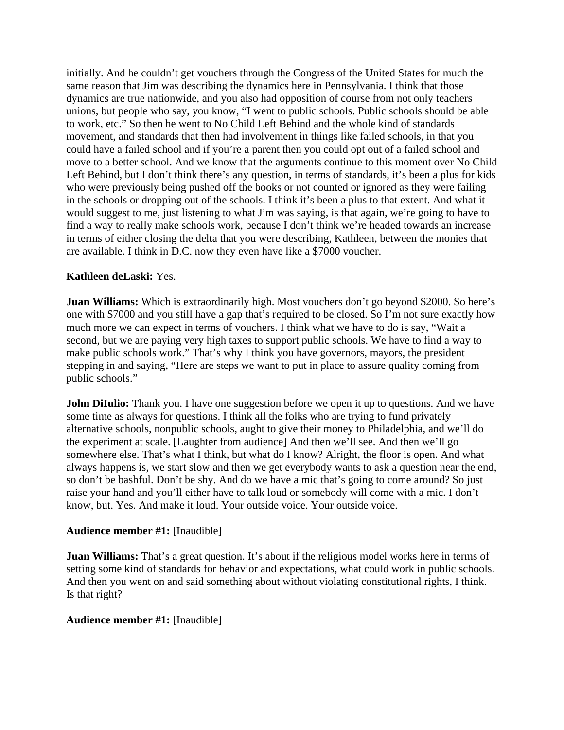initially. And he couldn't get vouchers through the Congress of the United States for much the same reason that Jim was describing the dynamics here in Pennsylvania. I think that those dynamics are true nationwide, and you also had opposition of course from not only teachers unions, but people who say, you know, "I went to public schools. Public schools should be able to work, etc." So then he went to No Child Left Behind and the whole kind of standards movement, and standards that then had involvement in things like failed schools, in that you could have a failed school and if you're a parent then you could opt out of a failed school and move to a better school. And we know that the arguments continue to this moment over No Child Left Behind, but I don't think there's any question, in terms of standards, it's been a plus for kids who were previously being pushed off the books or not counted or ignored as they were failing in the schools or dropping out of the schools. I think it's been a plus to that extent. And what it would suggest to me, just listening to what Jim was saying, is that again, we're going to have to find a way to really make schools work, because I don't think we're headed towards an increase in terms of either closing the delta that you were describing, Kathleen, between the monies that are available. I think in D.C. now they even have like a $7000 voucher.

**Kathleen deLaski:** Yes.

**Juan Williams:** Which is extraordinarily high. Most vouchers don't go beyond $2000. So here's one with $7000 and you still have a gap that's required to be closed. So I'm not sure exactly how much more we can expect in terms of vouchers. I think what we have to do is say, "Wait a second, but we are paying very high taxes to support public schools. We have to find a way to make public schools work." That's why I think you have governors, mayors, the president stepping in and saying, "Here are steps we want to put in place to assure quality coming from public schools."

**John DiIulio:** Thank you. I have one suggestion before we open it up to questions. And we have some time as always for questions. I think all the folks who are trying to fund privately alternative schools, nonpublic schools, aught to give their money to Philadelphia, and we'll do the experiment at scale. [Laughter from audience] And then we'll see. And then we'll go somewhere else. That's what I think, but what do I know? Alright, the floor is open. And what always happens is, we start slow and then we get everybody wants to ask a question near the end, so don't be bashful. Don't be shy. And do we have a mic that's going to come around? So just raise your hand and you'll either have to talk loud or somebody will come with a mic. I don't know, but. Yes. And make it loud. Your outside voice. Your outside voice.

**Audience member #1:** [Inaudible]

**Juan Williams:** That's a great question. It's about if the religious model works here in terms of setting some kind of standards for behavior and expectations, what could work in public schools. And then you went on and said something about without violating constitutional rights, I think. Is that right?

**Audience member #1:** [Inaudible]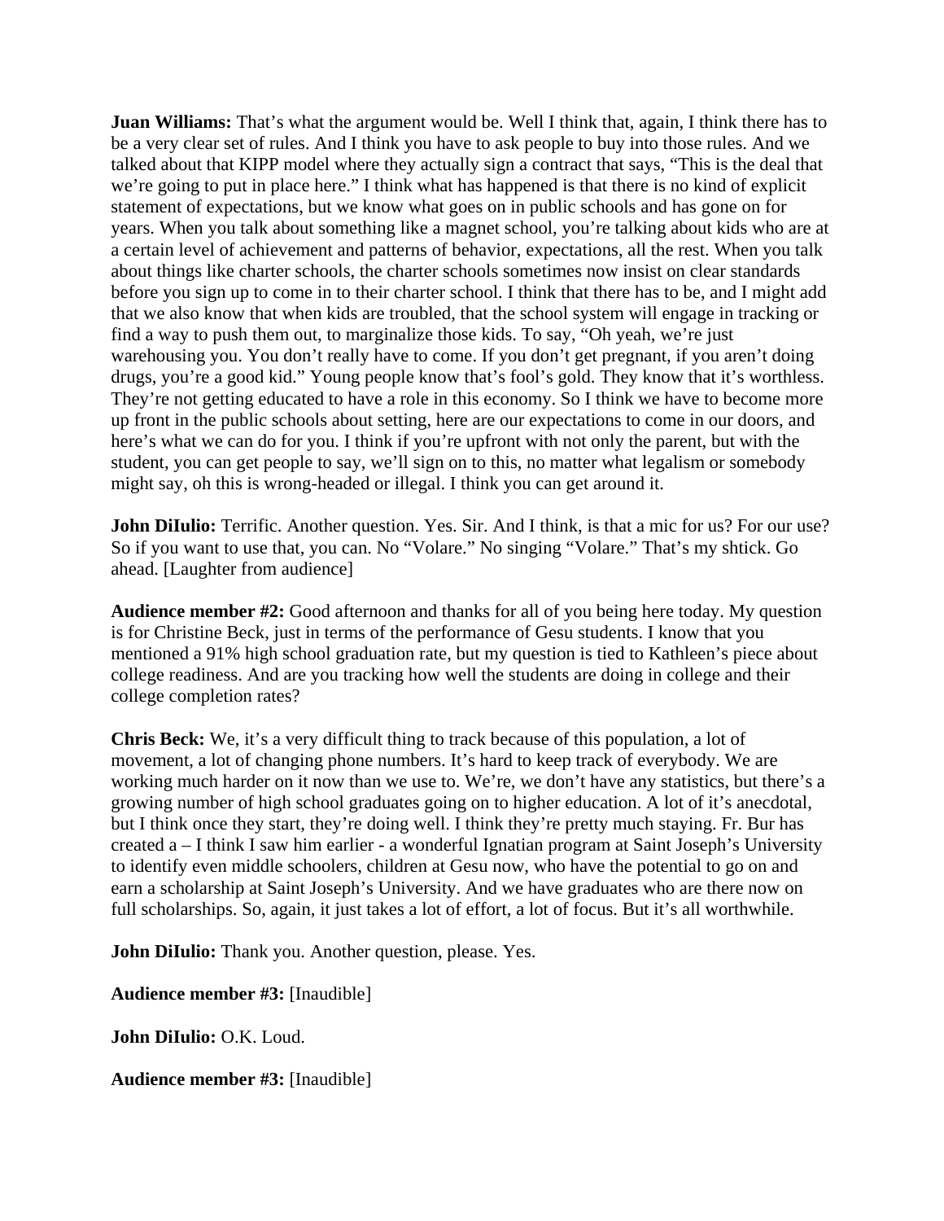**Juan Williams:** That's what the argument would be. Well I think that, again, I think there has to be a very clear set of rules. And I think you have to ask people to buy into those rules. And we talked about that KIPP model where they actually sign a contract that says, "This is the deal that we're going to put in place here." I think what has happened is that there is no kind of explicit statement of expectations, but we know what goes on in public schools and has gone on for years. When you talk about something like a magnet school, you're talking about kids who are at a certain level of achievement and patterns of behavior, expectations, all the rest. When you talk about things like charter schools, the charter schools sometimes now insist on clear standards before you sign up to come in to their charter school. I think that there has to be, and I might add that we also know that when kids are troubled, that the school system will engage in tracking or find a way to push them out, to marginalize those kids. To say, "Oh yeah, we're just warehousing you. You don't really have to come. If you don't get pregnant, if you aren't doing drugs, you're a good kid." Young people know that's fool's gold. They know that it's worthless. They're not getting educated to have a role in this economy. So I think we have to become more up front in the public schools about setting, here are our expectations to come in our doors, and here's what we can do for you. I think if you're upfront with not only the parent, but with the student, you can get people to say, we'll sign on to this, no matter what legalism or somebody might say, oh this is wrong-headed or illegal. I think you can get around it.

**John DiIulio:** Terrific. Another question. Yes. Sir. And I think, is that a mic for us? For our use? So if you want to use that, you can. No "Volare." No singing "Volare." That's my shtick. Go ahead. [Laughter from audience]

**Audience member #2:** Good afternoon and thanks for all of you being here today. My question is for Christine Beck, just in terms of the performance of Gesu students. I know that you mentioned a 91% high school graduation rate, but my question is tied to Kathleen's piece about college readiness. And are you tracking how well the students are doing in college and their college completion rates?

**Chris Beck:** We, it's a very difficult thing to track because of this population, a lot of movement, a lot of changing phone numbers. It's hard to keep track of everybody. We are working much harder on it now than we use to. We're, we don't have any statistics, but there's a growing number of high school graduates going on to higher education. A lot of it's anecdotal, but I think once they start, they're doing well. I think they're pretty much staying. Fr. Bur has created a – I think I saw him earlier - a wonderful Ignatian program at Saint Joseph's University to identify even middle schoolers, children at Gesu now, who have the potential to go on and earn a scholarship at Saint Joseph's University. And we have graduates who are there now on full scholarships. So, again, it just takes a lot of effort, a lot of focus. But it's all worthwhile.

**John DiIulio:** Thank you. Another question, please. Yes.

**Audience member #3:** [Inaudible]

**John DiIulio:** O.K. Loud.

**Audience member #3:** [Inaudible]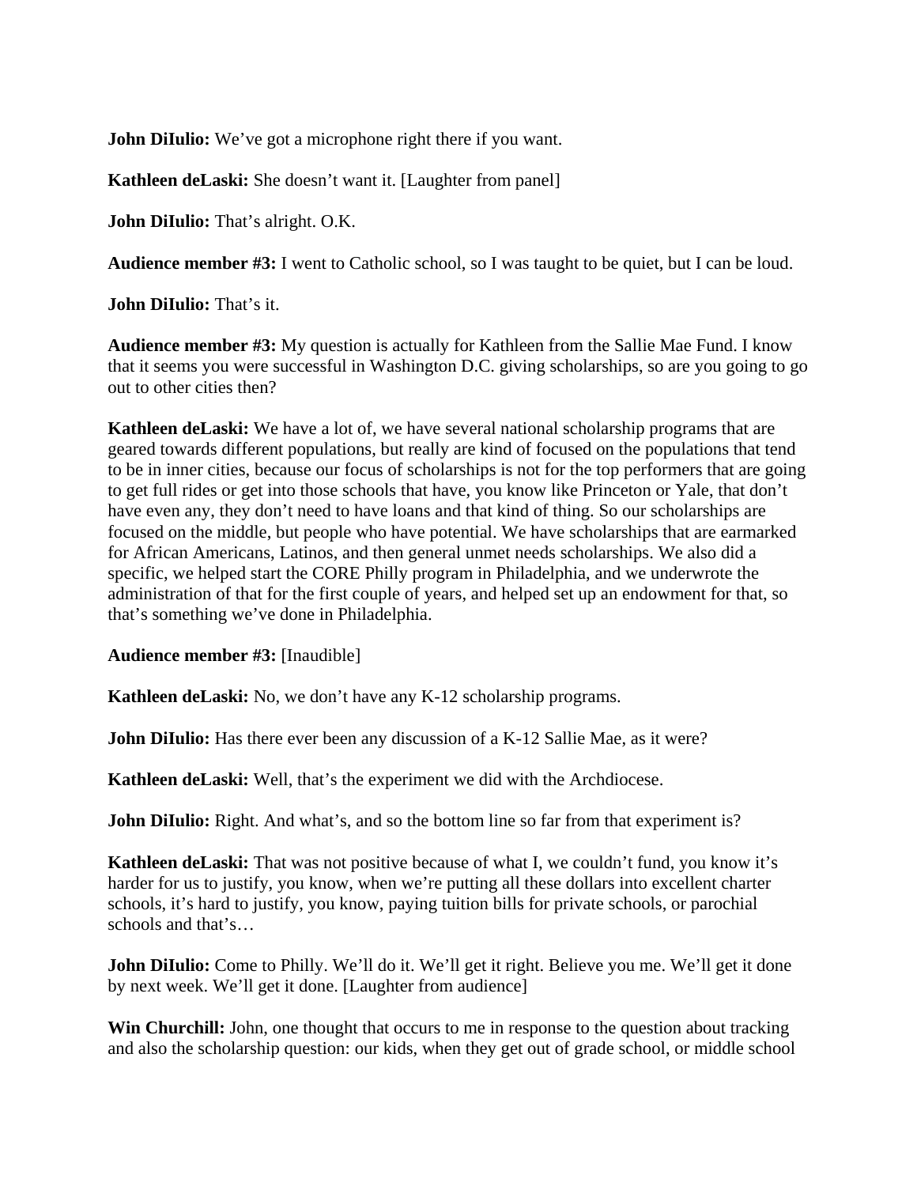**John DiIulio:** We've got a microphone right there if you want.

**Kathleen deLaski:** She doesn't want it. [Laughter from panel]

**John DiIulio:** That's alright. O.K.

**Audience member #3:** I went to Catholic school, so I was taught to be quiet, but I can be loud.

**John DiIulio:** That's it.

**Audience member #3:** My question is actually for Kathleen from the Sallie Mae Fund. I know that it seems you were successful in Washington D.C. giving scholarships, so are you going to go out to other cities then?

**Kathleen deLaski:** We have a lot of, we have several national scholarship programs that are geared towards different populations, but really are kind of focused on the populations that tend to be in inner cities, because our focus of scholarships is not for the top performers that are going to get full rides or get into those schools that have, you know like Princeton or Yale, that don't have even any, they don't need to have loans and that kind of thing. So our scholarships are focused on the middle, but people who have potential. We have scholarships that are earmarked for African Americans, Latinos, and then general unmet needs scholarships. We also did a specific, we helped start the CORE Philly program in Philadelphia, and we underwrote the administration of that for the first couple of years, and helped set up an endowment for that, so that's something we've done in Philadelphia.

**Audience member #3:** [Inaudible]

**Kathleen deLaski:** No, we don't have any K-12 scholarship programs.

**John DiIulio:** Has there ever been any discussion of a K-12 Sallie Mae, as it were?

**Kathleen deLaski:** Well, that's the experiment we did with the Archdiocese.

**John DiIulio:** Right. And what's, and so the bottom line so far from that experiment is?

**Kathleen deLaski:** That was not positive because of what I, we couldn't fund, you know it's harder for us to justify, you know, when we're putting all these dollars into excellent charter schools, it's hard to justify, you know, paying tuition bills for private schools, or parochial schools and that's…

**John DiIulio:** Come to Philly. We'll do it. We'll get it right. Believe you me. We'll get it done by next week. We'll get it done. [Laughter from audience]

**Win Churchill:** John, one thought that occurs to me in response to the question about tracking and also the scholarship question: our kids, when they get out of grade school, or middle school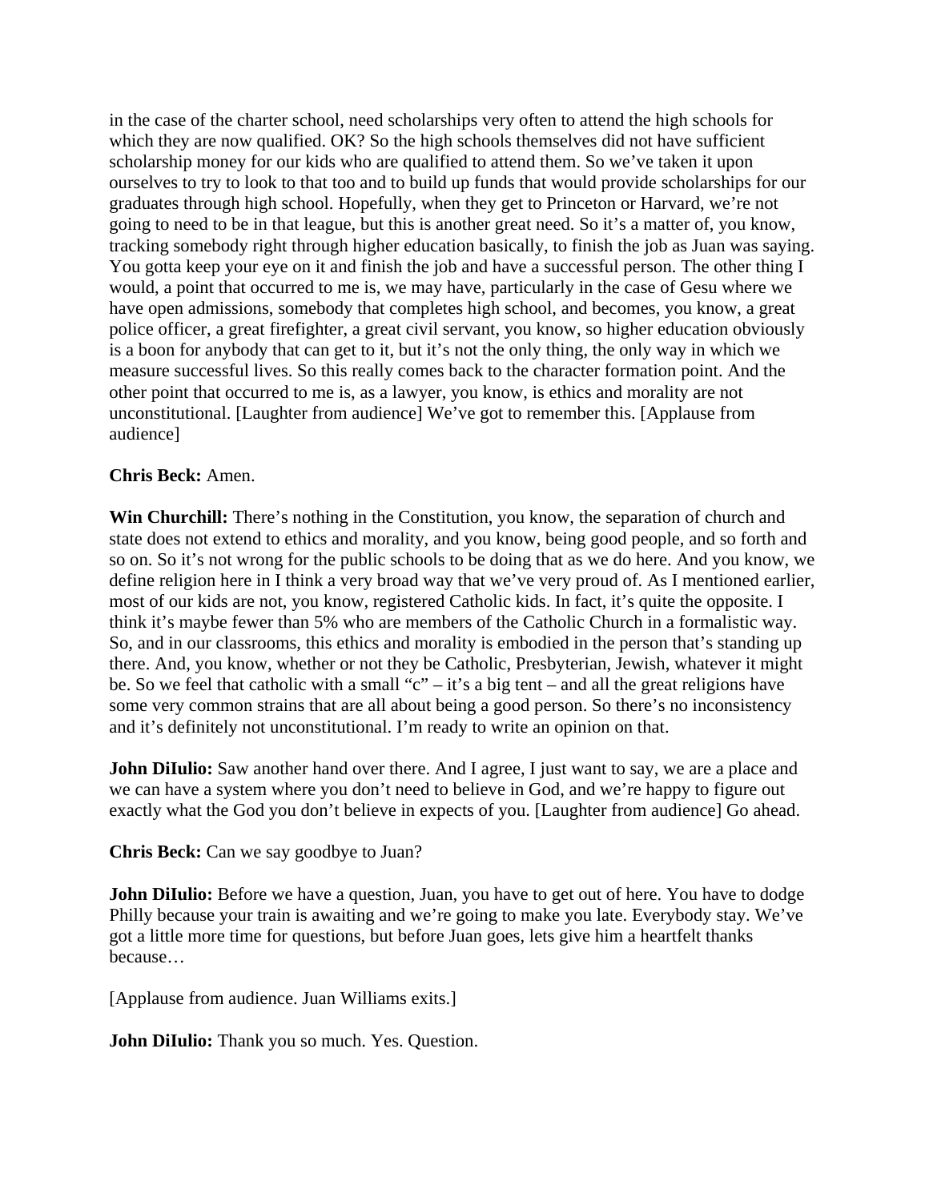in the case of the charter school, need scholarships very often to attend the high schools for which they are now qualified. OK? So the high schools themselves did not have sufficient scholarship money for our kids who are qualified to attend them. So we've taken it upon ourselves to try to look to that too and to build up funds that would provide scholarships for our graduates through high school. Hopefully, when they get to Princeton or Harvard, we're not going to need to be in that league, but this is another great need. So it's a matter of, you know, tracking somebody right through higher education basically, to finish the job as Juan was saying. You gotta keep your eye on it and finish the job and have a successful person. The other thing I would, a point that occurred to me is, we may have, particularly in the case of Gesu where we have open admissions, somebody that completes high school, and becomes, you know, a great police officer, a great firefighter, a great civil servant, you know, so higher education obviously is a boon for anybody that can get to it, but it's not the only thing, the only way in which we measure successful lives. So this really comes back to the character formation point. And the other point that occurred to me is, as a lawyer, you know, is ethics and morality are not unconstitutional. [Laughter from audience] We've got to remember this. [Applause from audience]

**Chris Beck:** Amen.

**Win Churchill:** There's nothing in the Constitution, you know, the separation of church and state does not extend to ethics and morality, and you know, being good people, and so forth and so on. So it's not wrong for the public schools to be doing that as we do here. And you know, we define religion here in I think a very broad way that we've very proud of. As I mentioned earlier, most of our kids are not, you know, registered Catholic kids. In fact, it's quite the opposite. I think it's maybe fewer than 5% who are members of the Catholic Church in a formalistic way. So, and in our classrooms, this ethics and morality is embodied in the person that's standing up there. And, you know, whether or not they be Catholic, Presbyterian, Jewish, whatever it might be. So we feel that catholic with a small "c" – it's a big tent – and all the great religions have some very common strains that are all about being a good person. So there's no inconsistency and it's definitely not unconstitutional. I'm ready to write an opinion on that.

**John DiIulio:** Saw another hand over there. And I agree, I just want to say, we are a place and we can have a system where you don't need to believe in God, and we're happy to figure out exactly what the God you don't believe in expects of you. [Laughter from audience] Go ahead.

**Chris Beck:** Can we say goodbye to Juan?

**John DiIulio:** Before we have a question, Juan, you have to get out of here. You have to dodge Philly because your train is awaiting and we're going to make you late. Everybody stay. We've got a little more time for questions, but before Juan goes, lets give him a heartfelt thanks because…

[Applause from audience. Juan Williams exits.]

**John DiIulio:** Thank you so much. Yes. Question.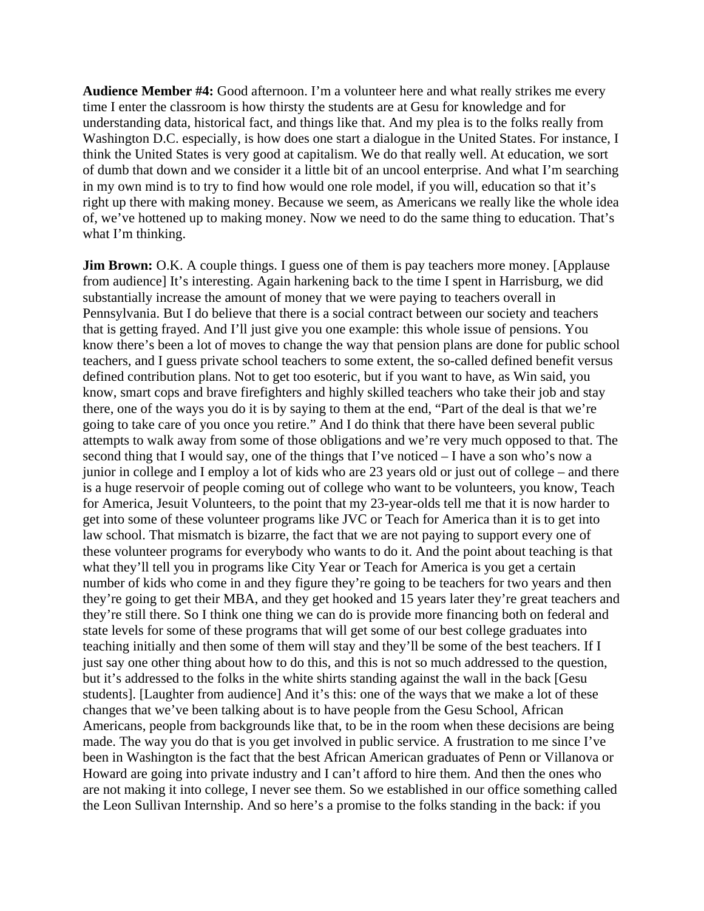**Audience Member #4:** Good afternoon. I'm a volunteer here and what really strikes me every time I enter the classroom is how thirsty the students are at Gesu for knowledge and for understanding data, historical fact, and things like that. And my plea is to the folks really from Washington D.C. especially, is how does one start a dialogue in the United States. For instance, I think the United States is very good at capitalism. We do that really well. At education, we sort of dumb that down and we consider it a little bit of an uncool enterprise. And what I'm searching in my own mind is to try to find how would one role model, if you will, education so that it's right up there with making money. Because we seem, as Americans we really like the whole idea of, we've hottened up to making money. Now we need to do the same thing to education. That's what I'm thinking.

**Jim Brown:** O.K. A couple things. I guess one of them is pay teachers more money. [Applause from audience] It's interesting. Again harkening back to the time I spent in Harrisburg, we did substantially increase the amount of money that we were paying to teachers overall in Pennsylvania. But I do believe that there is a social contract between our society and teachers that is getting frayed. And I'll just give you one example: this whole issue of pensions. You know there's been a lot of moves to change the way that pension plans are done for public school teachers, and I guess private school teachers to some extent, the so-called defined benefit versus defined contribution plans. Not to get too esoteric, but if you want to have, as Win said, you know, smart cops and brave firefighters and highly skilled teachers who take their job and stay there, one of the ways you do it is by saying to them at the end, "Part of the deal is that we're going to take care of you once you retire." And I do think that there have been several public attempts to walk away from some of those obligations and we're very much opposed to that. The second thing that I would say, one of the things that I've noticed – I have a son who's now a junior in college and I employ a lot of kids who are 23 years old or just out of college – and there is a huge reservoir of people coming out of college who want to be volunteers, you know, Teach for America, Jesuit Volunteers, to the point that my 23-year-olds tell me that it is now harder to get into some of these volunteer programs like JVC or Teach for America than it is to get into law school. That mismatch is bizarre, the fact that we are not paying to support every one of these volunteer programs for everybody who wants to do it. And the point about teaching is that what they'll tell you in programs like City Year or Teach for America is you get a certain number of kids who come in and they figure they're going to be teachers for two years and then they're going to get their MBA, and they get hooked and 15 years later they're great teachers and they're still there. So I think one thing we can do is provide more financing both on federal and state levels for some of these programs that will get some of our best college graduates into teaching initially and then some of them will stay and they'll be some of the best teachers. If I just say one other thing about how to do this, and this is not so much addressed to the question, but it's addressed to the folks in the white shirts standing against the wall in the back [Gesu students]. [Laughter from audience] And it's this: one of the ways that we make a lot of these changes that we've been talking about is to have people from the Gesu School, African Americans, people from backgrounds like that, to be in the room when these decisions are being made. The way you do that is you get involved in public service. A frustration to me since I've been in Washington is the fact that the best African American graduates of Penn or Villanova or Howard are going into private industry and I can't afford to hire them. And then the ones who are not making it into college, I never see them. So we established in our office something called the Leon Sullivan Internship. And so here's a promise to the folks standing in the back: if you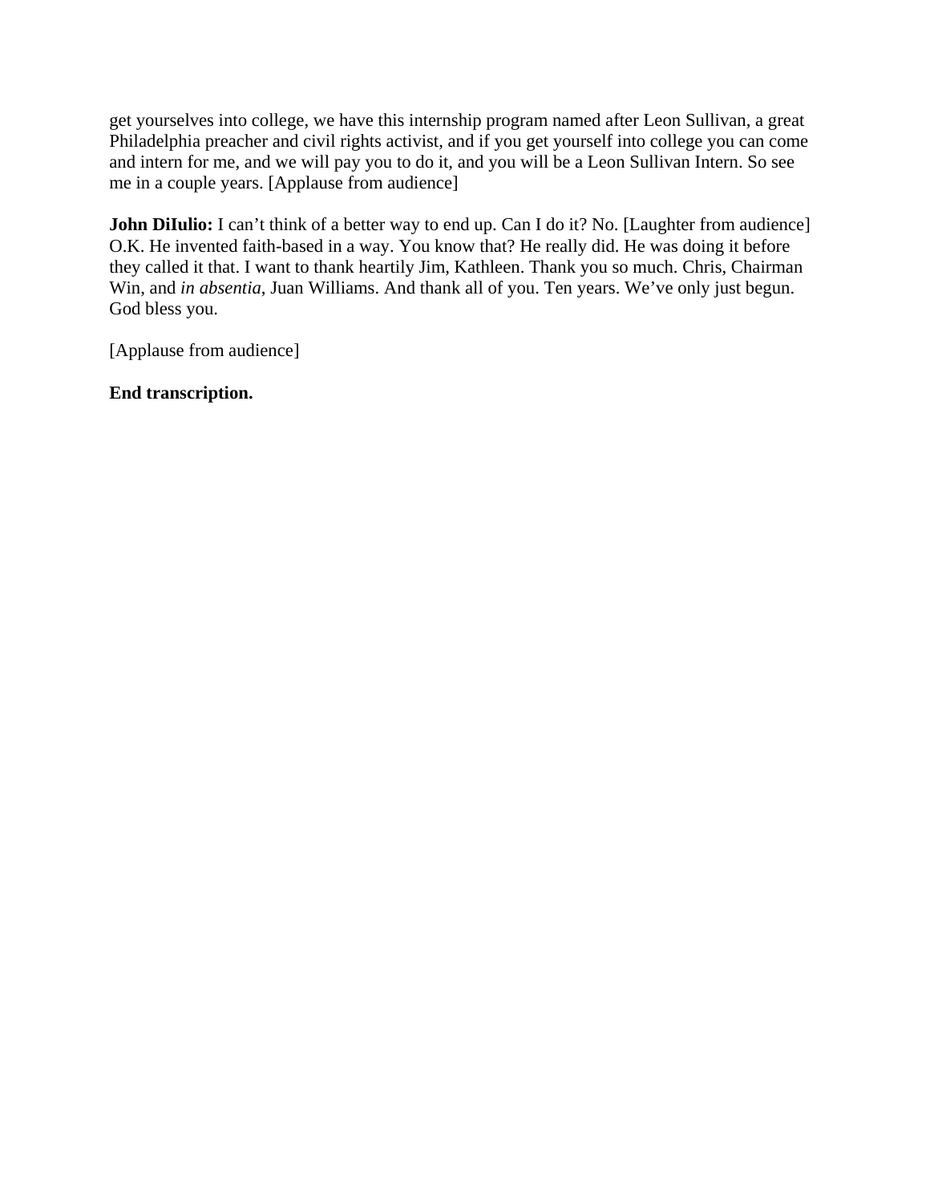get yourselves into college, we have this internship program named after Leon Sullivan, a great Philadelphia preacher and civil rights activist, and if you get yourself into college you can come and intern for me, and we will pay you to do it, and you will be a Leon Sullivan Intern. So see me in a couple years. [Applause from audience]

**John DiIulio:** I can't think of a better way to end up. Can I do it? No. [Laughter from audience] O.K. He invented faith-based in a way. You know that? He really did. He was doing it before they called it that. I want to thank heartily Jim, Kathleen. Thank you so much. Chris, Chairman Win, and *in absentia*, Juan Williams. And thank all of you. Ten years. We've only just begun. God bless you.

[Applause from audience]

**End transcription.**